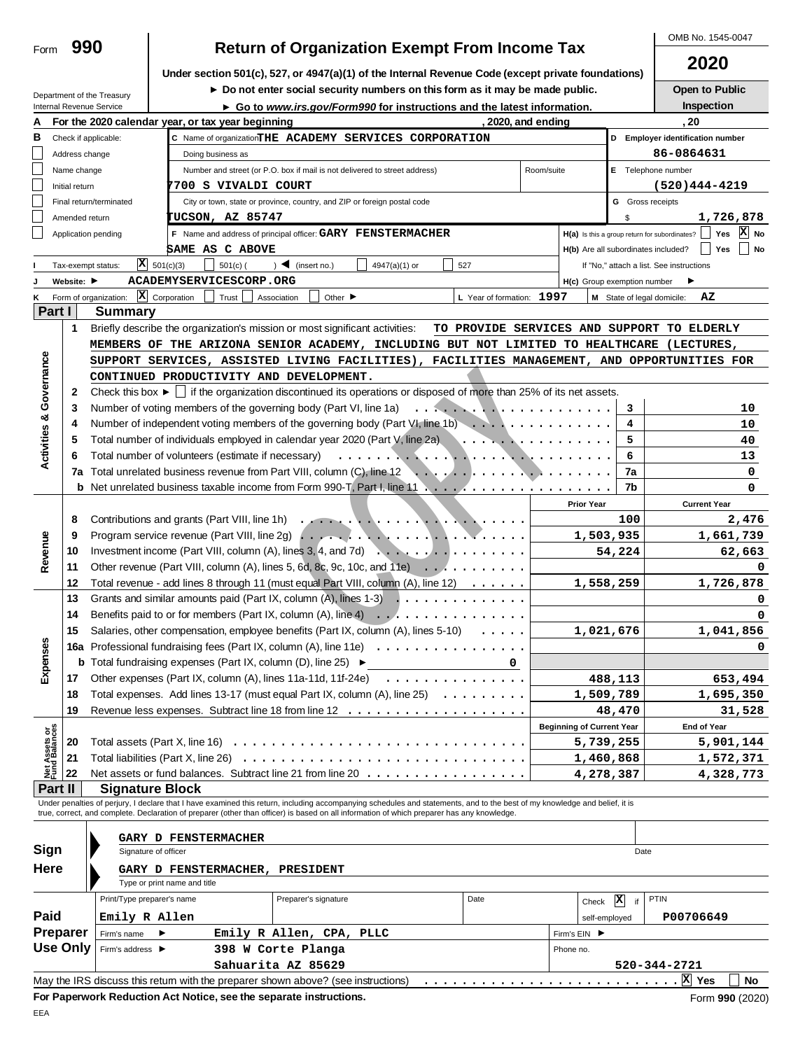Form **990**

# Return of Organization Exempt From Income Tax

**Under section 501(c), 527, or 4947(a)(1) of the Internal Revenue Code (except private foundations)**

► Do not enter social security numbers on this form as it may be made public.

► Go to *www.irs.gov/Form990* for instructions and the latest information.

OMB No. 1545-0047

**2020**

**Open to Public Inspection**

Department of the Treasury
Internal Revenue Service

**A** For the 2020 calendar year, or tax year beginning , 2020, and ending , 20

**B** Check if applicable:
- [ ] Address change
- [ ] Name change
- [ ] Initial return
- [ ] Final return/terminated
- [ ] Amended return
- [ ] Application pending

**C** Name of organization: THE ACADEMY SERVICES CORPORATION

Doing business as

Number and street (or P.O. box if mail is not delivered to street address): 7700 S VIVALDI COURT — Room/suite

City or town, state or province, country, and ZIP or foreign postal code: TUCSON, AZ 85747

**D** Employer identification number: 86-0864631

**E** Telephone number: (520)444-4219

**G** Gross receipts $ 1,726,878

**F** Name and address of principal officer: GARY FENSTERMACHER
SAME AS C ABOVE

**H(a)** Is this a group return for subordinates? [ ] Yes [X] No

**H(b)** Are all subordinates included? [ ] Yes [ ] No
If "No," attach a list. See instructions

**H(c)** Group exemption number ►

**I** Tax-exempt status: [X] 501(c)(3) [ ] 501(c) ( ) ◄ (insert no.) [ ] 4947(a)(1) or [ ] 527

**J** Website: ► ACADEMYSERVICESCORP.ORG

**K** Form of organization: [X] Corporation [ ] Trust [ ] Association [ ] Other ►

**L** Year of formation: 1997

**M** State of legal domicile: AZ

## Part I Summary

### Activities & Governance

1 Briefly describe the organization's mission or most significant activities: TO PROVIDE SERVICES AND SUPPORT TO ELDERLY MEMBERS OF THE ARIZONA SENIOR ACADEMY, INCLUDING BUT NOT LIMITED TO HEALTHCARE (LECTURES, SUPPORT SERVICES, ASSISTED LIVING FACILITIES), FACILITIES MANAGEMENT, AND OPPORTUNITIES FOR CONTINUED PRODUCTIVITY AND DEVELOPMENT.

2 Check this box ► [ ] if the organization discontinued its operations or disposed of more than 25% of its net assets.

| | | | |
|---|---|---|---|
| 3 | Number of voting members of the governing body (Part VI, line 1a) | 3 | 10 |
| 4 | Number of independent voting members of the governing body (Part VI, line 1b) | 4 | 10 |
| 5 | Total number of individuals employed in calendar year 2020 (Part V, line 2a) | 5 | 40 |
| 6 | Total number of volunteers (estimate if necessary) | 6 | 13 |
| 7a | Total unrelated business revenue from Part VIII, column (C), line 12 | 7a | 0 |
| b | Net unrelated business taxable income from Form 990-T, Part I, line 11 | 7b | 0 |

### Revenue / Expenses

| | | Prior Year | Current Year |
|---|---|---|---|
| 8 | Contributions and grants (Part VIII, line 1h) | 100 | 2,476 |
| 9 | Program service revenue (Part VIII, line 2g) | 1,503,935 | 1,661,739 |
| 10 | Investment income (Part VIII, column (A), lines 3, 4, and 7d) | 54,224 | 62,663 |
| 11 | Other revenue (Part VIII, column (A), lines 5, 6d, 8c, 9c, 10c, and 11e) | | 0 |
| 12 | Total revenue - add lines 8 through 11 (must equal Part VIII, column (A), line 12) | 1,558,259 | 1,726,878 |
| 13 | Grants and similar amounts paid (Part IX, column (A), lines 1-3) | | 0 |
| 14 | Benefits paid to or for members (Part IX, column (A), line 4) | | 0 |
| 15 | Salaries, other compensation, employee benefits (Part IX, column (A), lines 5-10) | 1,021,676 | 1,041,856 |
| 16a | Professional fundraising fees (Part IX, column (A), line 11e) | | 0 |
| b | Total fundraising expenses (Part IX, column (D), line 25) ► 0 | | |
| 17 | Other expenses (Part IX, column (A), lines 11a-11d, 11f-24e) | 488,113 | 653,494 |
| 18 | Total expenses. Add lines 13-17 (must equal Part IX, column (A), line 25) | 1,509,789 | 1,695,350 |
| 19 | Revenue less expenses. Subtract line 18 from line 12 | 48,470 | 31,528 |

### Net Assets or Fund Balances

| | | Beginning of Current Year | End of Year |
|---|---|---|---|
| 20 | Total assets (Part X, line 16) | 5,739,255 | 5,901,144 |
| 21 | Total liabilities (Part X, line 26) | 1,460,868 | 1,572,371 |
| 22 | Net assets or fund balances. Subtract line 21 from line 20 | 4,278,387 | 4,328,773 |

## Part II Signature Block

Under penalties of perjury, I declare that I have examined this return, including accompanying schedules and statements, and to the best of my knowledge and belief, it is true, correct, and complete. Declaration of preparer (other than officer) is based on all information of which preparer has any knowledge.

**Sign Here**

GARY D FENSTERMACHER
Signature of officer — Date

GARY D FENSTERMACHER, PRESIDENT
Type or print name and title

**Paid Preparer Use Only**

| Print/Type preparer's name | Preparer's signature | Date | Check [X] if self-employed | PTIN |
|---|---|---|---|---|
| Emily R Allen | | | | P00706649 |

Firm's name ► Emily R Allen, CPA, PLLC — Firm's EIN ►

Firm's address ► 398 W Corte Planga, Sahuarita AZ 85629 — Phone no. 520-344-2721

May the IRS discuss this return with the preparer shown above? (see instructions) [X] Yes [ ] No

**For Paperwork Reduction Act Notice, see the separate instructions.** Form **990** (2020)

EEA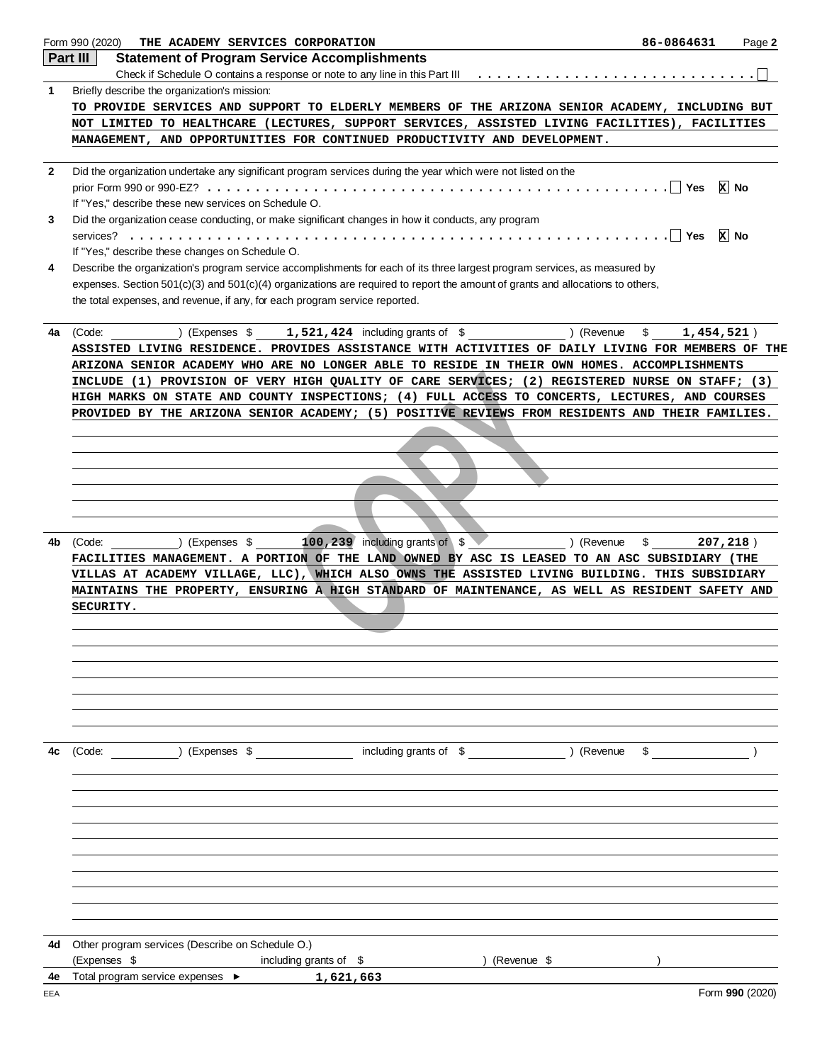Form 990 (2020) THE ACADEMY SERVICES CORPORATION 86-0864631

## Part III Statement of Program Service Accomplishments

Check if Schedule O contains a response or note to any line in this Part III . . . . . . . . . . . . . . . . . . . . . . . . . . . ☐

**1** Briefly describe the organization's mission:

TO PROVIDE SERVICES AND SUPPORT TO ELDERLY MEMBERS OF THE ARIZONA SENIOR ACADEMY, INCLUDING BUT NOT LIMITED TO HEALTHCARE (LECTURES, SUPPORT SERVICES, ASSISTED LIVING FACILITIES), FACILITIES MANAGEMENT, AND OPPORTUNITIES FOR CONTINUED PRODUCTIVITY AND DEVELOPMENT.

**2** Did the organization undertake any significant program services during the year which were not listed on the prior Form 990 or 990-EZ? . . . . . . . . . . ☐ Yes ☒ No

If "Yes," describe these new services on Schedule O.

**3** Did the organization cease conducting, or make significant changes in how it conducts, any program services? . . . . . . . . . . ☐ Yes ☒ No

If "Yes," describe these changes on Schedule O.

**4** Describe the organization's program service accomplishments for each of its three largest program services, as measured by expenses. Section 501(c)(3) and 501(c)(4) organizations are required to report the amount of grants and allocations to others, the total expenses, and revenue, if any, for each program service reported.

**4a** (Code: ) (Expenses $ 1,521,424 including grants of $ ) (Revenue $ 1,454,521 )

ASSISTED LIVING RESIDENCE. PROVIDES ASSISTANCE WITH ACTIVITIES OF DAILY LIVING FOR MEMBERS OF THE ARIZONA SENIOR ACADEMY WHO ARE NO LONGER ABLE TO RESIDE IN THEIR OWN HOMES. ACCOMPLISHMENTS INCLUDE (1) PROVISION OF VERY HIGH QUALITY OF CARE SERVICES; (2) REGISTERED NURSE ON STAFF; (3) HIGH MARKS ON STATE AND COUNTY INSPECTIONS; (4) FULL ACCESS TO CONCERTS, LECTURES, AND COURSES PROVIDED BY THE ARIZONA SENIOR ACADEMY; (5) POSITIVE REVIEWS FROM RESIDENTS AND THEIR FAMILIES.

**4b** (Code: ) (Expenses $ 100,239 including grants of $ ) (Revenue $ 207,218 )

FACILITIES MANAGEMENT. A PORTION OF THE LAND OWNED BY ASC IS LEASED TO AN ASC SUBSIDIARY (THE VILLAS AT ACADEMY VILLAGE, LLC), WHICH ALSO OWNS THE ASSISTED LIVING BUILDING. THIS SUBSIDIARY MAINTAINS THE PROPERTY, ENSURING A HIGH STANDARD OF MAINTENANCE, AS WELL AS RESIDENT SAFETY AND SECURITY.

**4c** (Code: ) (Expenses $ including grants of $ ) (Revenue $ )

**4d** Other program services (Describe on Schedule O.)
(Expenses $ including grants of $ ) (Revenue $ )

**4e** Total program service expenses ► 1,621,663

Form **990** (2020)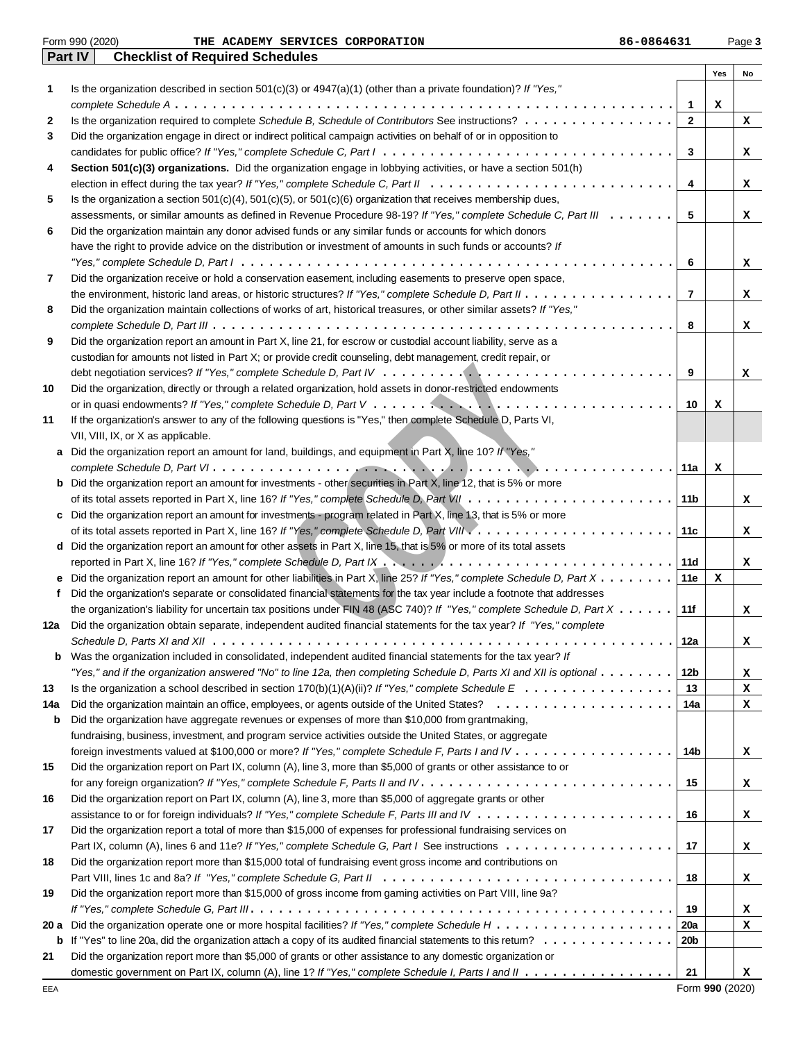Form 990 (2020) THE ACADEMY SERVICES CORPORATION 86-0864631

## Part IV Checklist of Required Schedules

| | | | Yes | No |
|---|---|---|---|---|
| 1 | Is the organization described in section 501(c)(3) or 4947(a)(1) (other than a private foundation)? *If "Yes," complete Schedule A* | 1 | X | |
| 2 | Is the organization required to complete *Schedule B, Schedule of Contributors* See instructions? | 2 | | X |
| 3 | Did the organization engage in direct or indirect political campaign activities on behalf of or in opposition to candidates for public office? *If "Yes," complete Schedule C, Part I* | 3 | | X |
| 4 | **Section 501(c)(3) organizations.** Did the organization engage in lobbying activities, or have a section 501(h) election in effect during the tax year? *If "Yes," complete Schedule C, Part II* | 4 | | X |
| 5 | Is the organization a section 501(c)(4), 501(c)(5), or 501(c)(6) organization that receives membership dues, assessments, or similar amounts as defined in Revenue Procedure 98-19? *If "Yes," complete Schedule C, Part III* | 5 | | X |
| 6 | Did the organization maintain any donor advised funds or any similar funds or accounts for which donors have the right to provide advice on the distribution or investment of amounts in such funds or accounts? *If "Yes," complete Schedule D, Part I* | 6 | | X |
| 7 | Did the organization receive or hold a conservation easement, including easements to preserve open space, the environment, historic land areas, or historic structures? *If "Yes," complete Schedule D, Part II* | 7 | | X |
| 8 | Did the organization maintain collections of works of art, historical treasures, or other similar assets? *If "Yes," complete Schedule D, Part III* | 8 | | X |
| 9 | Did the organization report an amount in Part X, line 21, for escrow or custodial account liability, serve as a custodian for amounts not listed in Part X; or provide credit counseling, debt management, credit repair, or debt negotiation services? *If "Yes," complete Schedule D, Part IV* | 9 | | X |
| 10 | Did the organization, directly or through a related organization, hold assets in donor-restricted endowments or in quasi endowments? *If "Yes," complete Schedule D, Part V* | 10 | X | |
| 11 | If the organization's answer to any of the following questions is "Yes," then complete Schedule D, Parts VI, VII, VIII, IX, or X as applicable. | | | |
| a | Did the organization report an amount for land, buildings, and equipment in Part X, line 10? *If "Yes," complete Schedule D, Part VI* | 11a | X | |
| b | Did the organization report an amount for investments - other securities in Part X, line 12, that is 5% or more of its total assets reported in Part X, line 16? *If "Yes," complete Schedule D, Part VII* | 11b | | X |
| c | Did the organization report an amount for investments - program related in Part X, line 13, that is 5% or more of its total assets reported in Part X, line 16? *If "Yes," complete Schedule D, Part VIII* | 11c | | X |
| d | Did the organization report an amount for other assets in Part X, line 15, that is 5% or more of its total assets reported in Part X, line 16? *If "Yes," complete Schedule D, Part IX* | 11d | | X |
| e | Did the organization report an amount for other liabilities in Part X, line 25? *If "Yes," complete Schedule D, Part X* | 11e | X | |
| f | Did the organization's separate or consolidated financial statements for the tax year include a footnote that addresses the organization's liability for uncertain tax positions under FIN 48 (ASC 740)? *If "Yes," complete Schedule D, Part X* | 11f | | X |
| 12a | Did the organization obtain separate, independent audited financial statements for the tax year? *If "Yes," complete Schedule D, Parts XI and XII* | 12a | | X |
| b | Was the organization included in consolidated, independent audited financial statements for the tax year? *If "Yes," and if the organization answered "No" to line 12a, then completing Schedule D, Parts XI and XII is optional* | 12b | | X |
| 13 | Is the organization a school described in section 170(b)(1)(A)(ii)? *If "Yes," complete Schedule E* | 13 | | X |
| 14a | Did the organization maintain an office, employees, or agents outside of the United States? | 14a | | X |
| b | Did the organization have aggregate revenues or expenses of more than $10,000 from grantmaking, fundraising, business, investment, and program service activities outside the United States, or aggregate foreign investments valued at $100,000 or more? *If "Yes," complete Schedule F, Parts I and IV* | 14b | | X |
| 15 | Did the organization report on Part IX, column (A), line 3, more than $5,000 of grants or other assistance to or for any foreign organization? *If "Yes," complete Schedule F, Parts II and IV* | 15 | | X |
| 16 | Did the organization report on Part IX, column (A), line 3, more than $5,000 of aggregate grants or other assistance to or for foreign individuals? *If "Yes," complete Schedule F, Parts III and IV* | 16 | | X |
| 17 | Did the organization report a total of more than $15,000 of expenses for professional fundraising services on Part IX, column (A), lines 6 and 11e? *If "Yes," complete Schedule G, Part I* See instructions | 17 | | X |
| 18 | Did the organization report more than $15,000 total of fundraising event gross income and contributions on Part VIII, lines 1c and 8a? *If "Yes," complete Schedule G, Part II* | 18 | | X |
| 19 | Did the organization report more than $15,000 of gross income from gaming activities on Part VIII, line 9a? *If "Yes," complete Schedule G, Part III* | 19 | | X |
| 20 a | Did the organization operate one or more hospital facilities? *If "Yes," complete Schedule H* | 20a | | X |
| b | If "Yes" to line 20a, did the organization attach a copy of its audited financial statements to this return? | 20b | | |
| 21 | Did the organization report more than $5,000 of grants or other assistance to any domestic organization or domestic government on Part IX, column (A), line 1? *If "Yes," complete Schedule I, Parts I and II* | 21 | | X |

EEA Form **990** (2020)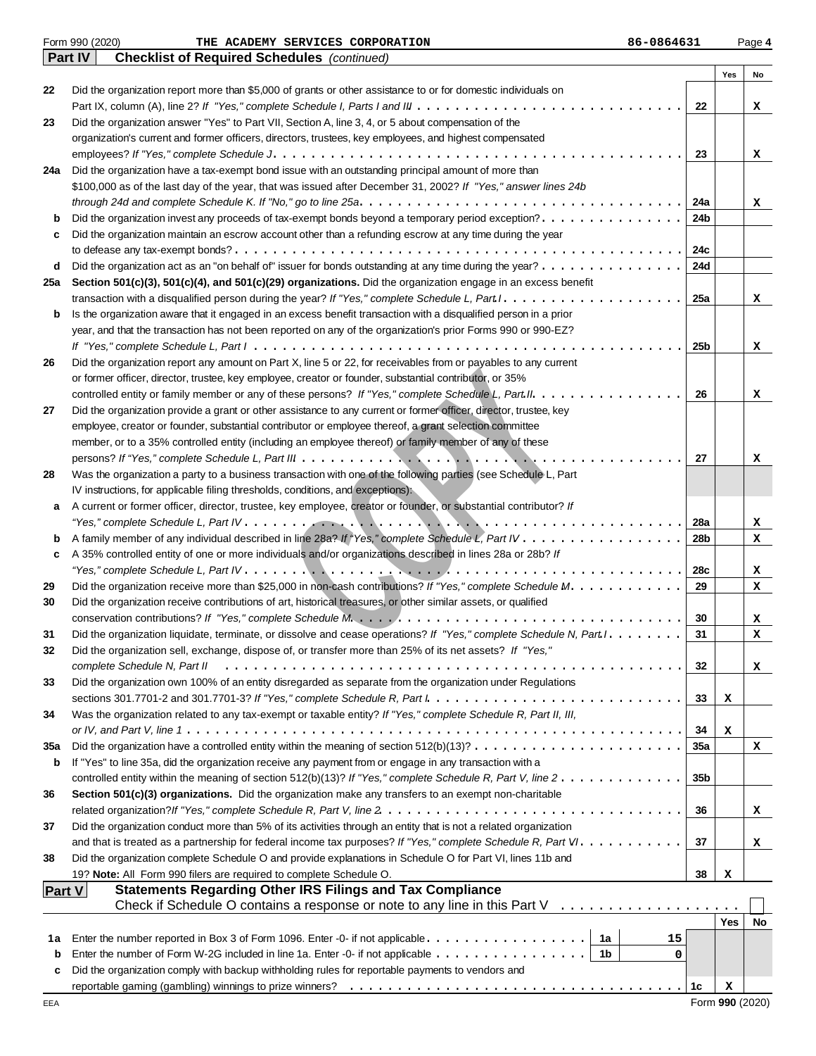Form 990 (2020) THE ACADEMY SERVICES CORPORATION 86-0864631

## Part IV Checklist of Required Schedules *(continued)*

| | | | Yes | No |
|---|---|---|---|---|
| 22 | Did the organization report more than $5,000 of grants or other assistance to or for domestic individuals on Part IX, column (A), line 2? *If "Yes," complete Schedule I, Parts I and III* | 22 | | X |
| 23 | Did the organization answer "Yes" to Part VII, Section A, line 3, 4, or 5 about compensation of the organization's current and former officers, directors, trustees, key employees, and highest compensated employees? *If "Yes," complete Schedule J* | 23 | | X |
| 24a | Did the organization have a tax-exempt bond issue with an outstanding principal amount of more than $100,000 as of the last day of the year, that was issued after December 31, 2002? *If "Yes," answer lines 24b through 24d and complete Schedule K. If "No," go to line 25a* | 24a | | X |
| b | Did the organization invest any proceeds of tax-exempt bonds beyond a temporary period exception? | 24b | | |
| c | Did the organization maintain an escrow account other than a refunding escrow at any time during the year to defease any tax-exempt bonds? | 24c | | |
| d | Did the organization act as an "on behalf of" issuer for bonds outstanding at any time during the year? | 24d | | |
| 25a | **Section 501(c)(3), 501(c)(4), and 501(c)(29) organizations.** Did the organization engage in an excess benefit transaction with a disqualified person during the year? *If "Yes," complete Schedule L, Part I* | 25a | | X |
| b | Is the organization aware that it engaged in an excess benefit transaction with a disqualified person in a prior year, and that the transaction has not been reported on any of the organization's prior Forms 990 or 990-EZ? *If "Yes," complete Schedule L, Part I* | 25b | | X |
| 26 | Did the organization report any amount on Part X, line 5 or 22, for receivables from or payables to any current or former officer, director, trustee, key employee, creator or founder, substantial contributor, or 35% controlled entity or family member of any of these persons? *If "Yes," complete Schedule L, Part II* | 26 | | X |
| 27 | Did the organization provide a grant or other assistance to any current or former officer, director, trustee, key employee, creator or founder, substantial contributor or employee thereof, a grant selection committee member, or to a 35% controlled entity (including an employee thereof) or family member of any of these persons? *If "Yes," complete Schedule L, Part III* | 27 | | X |
| 28 | Was the organization a party to a business transaction with one of the following parties (see Schedule L, Part IV instructions, for applicable filing thresholds, conditions, and exceptions): | | | |
| a | A current or former officer, director, trustee, key employee, creator or founder, or substantial contributor? *If "Yes," complete Schedule L, Part IV* | 28a | | X |
| b | A family member of any individual described in line 28a? *If "Yes," complete Schedule L, Part IV* | 28b | | X |
| c | A 35% controlled entity of one or more individuals and/or organizations described in lines 28a or 28b? *If "Yes," complete Schedule L, Part IV* | 28c | | X |
| 29 | Did the organization receive more than $25,000 in non-cash contributions? *If "Yes," complete Schedule M* | 29 | | X |
| 30 | Did the organization receive contributions of art, historical treasures, or other similar assets, or qualified conservation contributions? *If "Yes," complete Schedule M* | 30 | | X |
| 31 | Did the organization liquidate, terminate, or dissolve and cease operations? *If "Yes," complete Schedule N, Part I* | 31 | | X |
| 32 | Did the organization sell, exchange, dispose of, or transfer more than 25% of its net assets? *If "Yes," complete Schedule N, Part II* | 32 | | X |
| 33 | Did the organization own 100% of an entity disregarded as separate from the organization under Regulations sections 301.7701-2 and 301.7701-3? *If "Yes," complete Schedule R, Part I* | 33 | X | |
| 34 | Was the organization related to any tax-exempt or taxable entity? *If "Yes," complete Schedule R, Part II, III, or IV, and Part V, line 1* | 34 | X | |
| 35a | Did the organization have a controlled entity within the meaning of section 512(b)(13)? | 35a | | X |
| b | If "Yes" to line 35a, did the organization receive any payment from or engage in any transaction with a controlled entity within the meaning of section 512(b)(13)? *If "Yes," complete Schedule R, Part V, line 2* | 35b | | |
| 36 | **Section 501(c)(3) organizations.** Did the organization make any transfers to an exempt non-charitable related organization? *If "Yes," complete Schedule R, Part V, line 2* | 36 | | X |
| 37 | Did the organization conduct more than 5% of its activities through an entity that is not a related organization and that is treated as a partnership for federal income tax purposes? *If "Yes," complete Schedule R, Part VI* | 37 | | X |
| 38 | Did the organization complete Schedule O and provide explanations in Schedule O for Part VI, lines 11b and 19? **Note:** All Form 990 filers are required to complete Schedule O. | 38 | X | |

## Part V Statements Regarding Other IRS Filings and Tax Compliance

Check if Schedule O contains a response or note to any line in this Part V ☐

| | | | | | Yes | No |
|---|---|---|---|---|---|---|
| 1a | Enter the number reported in Box 3 of Form 1096. Enter -0- if not applicable | 1a | 15 | | | |
| b | Enter the number of Form W-2G included in line 1a. Enter -0- if not applicable | 1b | 0 | | | |
| c | Did the organization comply with backup withholding rules for reportable payments to vendors and reportable gaming (gambling) winnings to prize winners? | | | 1c | X | |

Form 990 (2020)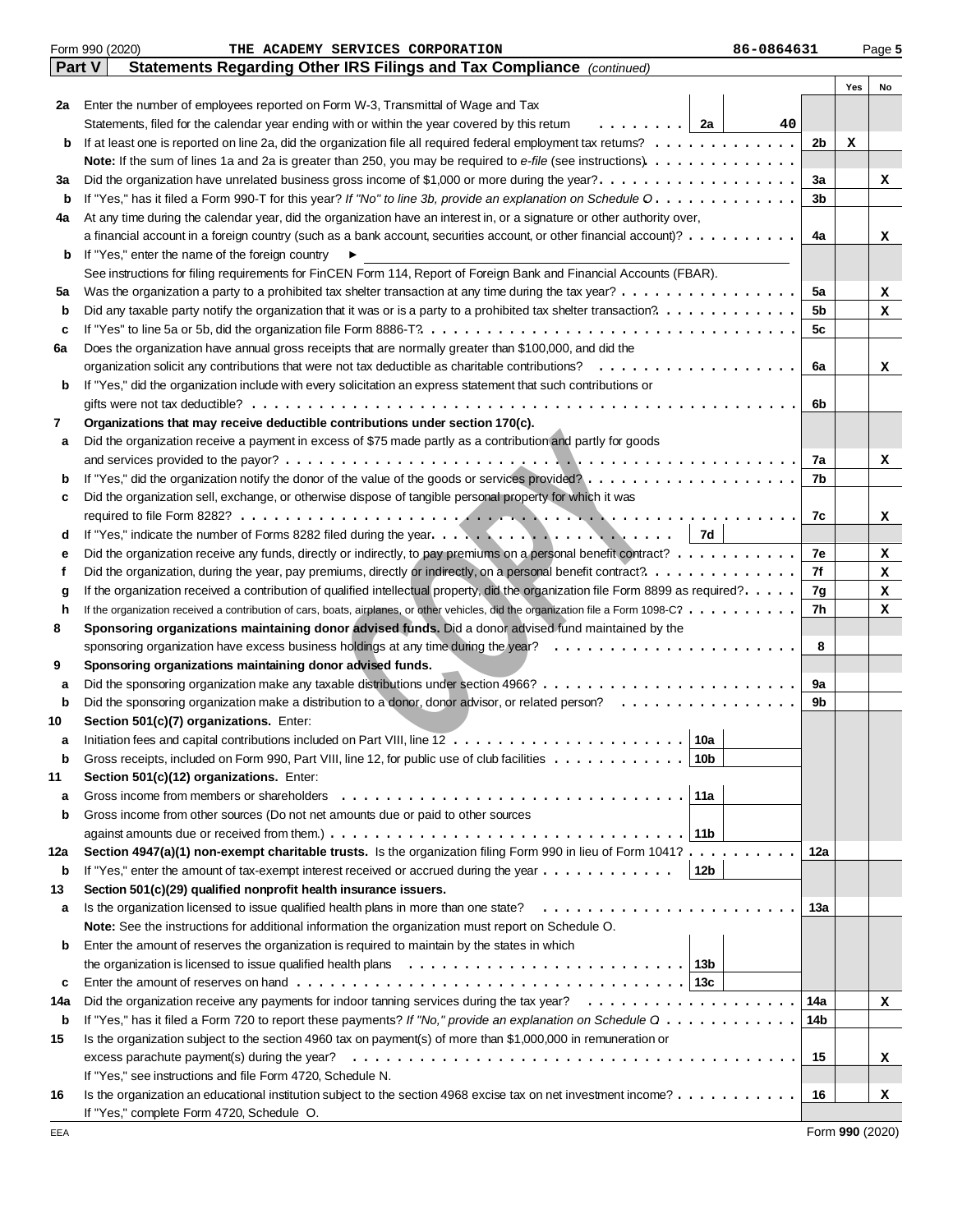Form 990 (2020) THE ACADEMY SERVICES CORPORATION 86-0864631 Page **5**

## Part V Statements Regarding Other IRS Filings and Tax Compliance *(continued)*

| | | | | | Yes | No |
|---|---|---|---|---|---|---|
| **2a** | Enter the number of employees reported on Form W-3, Transmittal of Wage and Tax Statements, filed for the calendar year ending with or within the year covered by this return | 2a | 40 | | | |
| **b** | If at least one is reported on line 2a, did the organization file all required federal employment tax returns? | | | 2b | X | |
| | **Note:** If the sum of lines 1a and 2a is greater than 250, you may be required to *e-file* (see instructions) | | | | | |
| **3a** | Did the organization have unrelated business gross income of $1,000 or more during the year? | | | 3a | | X |
| **b** | If "Yes," has it filed a Form 990-T for this year? *If "No" to line 3b, provide an explanation on Schedule O* | | | 3b | | |
| **4a** | At any time during the calendar year, did the organization have an interest in, or a signature or other authority over, a financial account in a foreign country (such as a bank account, securities account, or other financial account)? | | | 4a | | X |
| **b** | If "Yes," enter the name of the foreign country ► | | | | | |
| | See instructions for filing requirements for FinCEN Form 114, Report of Foreign Bank and Financial Accounts (FBAR). | | | | | |
| **5a** | Was the organization a party to a prohibited tax shelter transaction at any time during the tax year? | | | 5a | | X |
| **b** | Did any taxable party notify the organization that it was or is a party to a prohibited tax shelter transaction? | | | 5b | | X |
| **c** | If "Yes" to line 5a or 5b, did the organization file Form 8886-T? | | | 5c | | |
| **6a** | Does the organization have annual gross receipts that are normally greater than $100,000, and did the organization solicit any contributions that were not tax deductible as charitable contributions? | | | 6a | | X |
| **b** | If "Yes," did the organization include with every solicitation an express statement that such contributions or gifts were not tax deductible? | | | 6b | | |
| **7** | **Organizations that may receive deductible contributions under section 170(c).** | | | | | |
| **a** | Did the organization receive a payment in excess of $75 made partly as a contribution and partly for goods and services provided to the payor? | | | 7a | | X |
| **b** | If "Yes," did the organization notify the donor of the value of the goods or services provided? | | | 7b | | |
| **c** | Did the organization sell, exchange, or otherwise dispose of tangible personal property for which it was required to file Form 8282? | | | 7c | | X |
| **d** | If "Yes," indicate the number of Forms 8282 filed during the year | 7d | | | | |
| **e** | Did the organization receive any funds, directly or indirectly, to pay premiums on a personal benefit contract? | | | 7e | | X |
| **f** | Did the organization, during the year, pay premiums, directly or indirectly, on a personal benefit contract? | | | 7f | | X |
| **g** | If the organization received a contribution of qualified intellectual property, did the organization file Form 8899 as required? | | | 7g | | X |
| **h** | If the organization received a contribution of cars, boats, airplanes, or other vehicles, did the organization file a Form 1098-C? | | | 7h | | X |
| **8** | **Sponsoring organizations maintaining donor advised funds.** Did a donor advised fund maintained by the sponsoring organization have excess business holdings at any time during the year? | | | 8 | | |
| **9** | **Sponsoring organizations maintaining donor advised funds.** | | | | | |
| **a** | Did the sponsoring organization make any taxable distributions under section 4966? | | | 9a | | |
| **b** | Did the sponsoring organization make a distribution to a donor, donor advisor, or related person? | | | 9b | | |
| **10** | **Section 501(c)(7) organizations.** Enter: | | | | | |
| **a** | Initiation fees and capital contributions included on Part VIII, line 12 | 10a | | | | |
| **b** | Gross receipts, included on Form 990, Part VIII, line 12, for public use of club facilities | 10b | | | | |
| **11** | **Section 501(c)(12) organizations.** Enter: | | | | | |
| **a** | Gross income from members or shareholders | 11a | | | | |
| **b** | Gross income from other sources (Do not net amounts due or paid to other sources against amounts due or received from them.) | 11b | | | | |
| **12a** | **Section 4947(a)(1) non-exempt charitable trusts.** Is the organization filing Form 990 in lieu of Form 1041? | | | 12a | | |
| **b** | If "Yes," enter the amount of tax-exempt interest received or accrued during the year | 12b | | | | |
| **13** | **Section 501(c)(29) qualified nonprofit health insurance issuers.** | | | | | |
| **a** | Is the organization licensed to issue qualified health plans in more than one state? | | | 13a | | |
| | **Note:** See the instructions for additional information the organization must report on Schedule O. | | | | | |
| **b** | Enter the amount of reserves the organization is required to maintain by the states in which the organization is licensed to issue qualified health plans | 13b | | | | |
| **c** | Enter the amount of reserves on hand | 13c | | | | |
| **14a** | Did the organization receive any payments for indoor tanning services during the tax year? | | | 14a | | X |
| **b** | If "Yes," has it filed a Form 720 to report these payments? *If "No," provide an explanation on Schedule O* | | | 14b | | |
| **15** | Is the organization subject to the section 4960 tax on payment(s) of more than $1,000,000 in remuneration or excess parachute payment(s) during the year? | | | 15 | | X |
| | If "Yes," see instructions and file Form 4720, Schedule N. | | | | | |
| **16** | Is the organization an educational institution subject to the section 4968 excise tax on net investment income? | | | 16 | | X |
| | If "Yes," complete Form 4720, Schedule O. | | | | | |

EEA Form **990** (2020)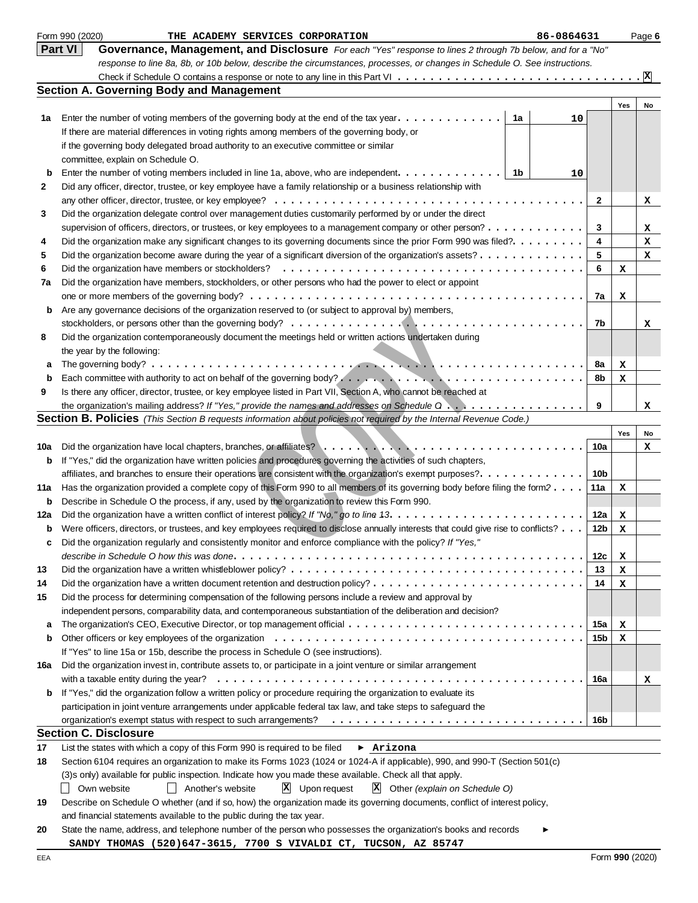Form 990 (2020) THE ACADEMY SERVICES CORPORATION 86-0864631 Page 6

## Part VI Governance, Management, and Disclosure

*For each "Yes" response to lines 2 through 7b below, and for a "No" response to line 8a, 8b, or 10b below, describe the circumstances, processes, or changes in Schedule O. See instructions.*

Check if Schedule O contains a response or note to any line in this Part VI . . . . . . . . . . X

### Section A. Governing Body and Management

| | | | Yes | No |
|---|---|---|---|---|
| **1a** | Enter the number of voting members of the governing body at the end of the tax year . . . **1a** 10<br>If there are material differences in voting rights among members of the governing body, or if the governing body delegated broad authority to an executive committee or similar committee, explain on Schedule O. | | | |
| **b** | Enter the number of voting members included in line 1a, above, who are independent . . . **1b** 10 | | | |
| **2** | Did any officer, director, trustee, or key employee have a family relationship or a business relationship with any other officer, director, trustee, or key employee? | 2 | | X |
| **3** | Did the organization delegate control over management duties customarily performed by or under the direct supervision of officers, directors, or trustees, or key employees to a management company or other person? | 3 | | X |
| **4** | Did the organization make any significant changes to its governing documents since the prior Form 990 was filed? | 4 | | X |
| **5** | Did the organization become aware during the year of a significant diversion of the organization's assets? | 5 | | X |
| **6** | Did the organization have members or stockholders? | 6 | X | |
| **7a** | Did the organization have members, stockholders, or other persons who had the power to elect or appoint one or more members of the governing body? | 7a | X | |
| **b** | Are any governance decisions of the organization reserved to (or subject to approval by) members, stockholders, or persons other than the governing body? | 7b | | X |
| **8** | Did the organization contemporaneously document the meetings held or written actions undertaken during the year by the following: | | | |
| **a** | The governing body? | 8a | X | |
| **b** | Each committee with authority to act on behalf of the governing body? | 8b | X | |
| **9** | Is there any officer, director, trustee, or key employee listed in Part VII, Section A, who cannot be reached at the organization's mailing address? *If "Yes," provide the names and addresses on Schedule O* | 9 | | X |

### Section B. Policies *(This Section B requests information about policies not required by the Internal Revenue Code.)*

| | | | Yes | No |
|---|---|---|---|---|
| **10a** | Did the organization have local chapters, branches, or affiliates? | 10a | | X |
| **b** | If "Yes," did the organization have written policies and procedures governing the activities of such chapters, affiliates, and branches to ensure their operations are consistent with the organization's exempt purposes? | 10b | | |
| **11a** | Has the organization provided a complete copy of this Form 990 to all members of its governing body before filing the form? | 11a | X | |
| **b** | Describe in Schedule O the process, if any, used by the organization to review this Form 990. | | | |
| **12a** | Did the organization have a written conflict of interest policy? *If "No," go to line 13* | 12a | X | |
| **b** | Were officers, directors, or trustees, and key employees required to disclose annually interests that could give rise to conflicts? | 12b | X | |
| **c** | Did the organization regularly and consistently monitor and enforce compliance with the policy? *If "Yes," describe in Schedule O how this was done* | 12c | X | |
| **13** | Did the organization have a written whistleblower policy? | 13 | X | |
| **14** | Did the organization have a written document retention and destruction policy? | 14 | X | |
| **15** | Did the process for determining compensation of the following persons include a review and approval by independent persons, comparability data, and contemporaneous substantiation of the deliberation and decision? | | | |
| **a** | The organization's CEO, Executive Director, or top management official | 15a | X | |
| **b** | Other officers or key employees of the organization<br>If "Yes" to line 15a or 15b, describe the process in Schedule O (see instructions). | 15b | X | |
| **16a** | Did the organization invest in, contribute assets to, or participate in a joint venture or similar arrangement with a taxable entity during the year? | 16a | | X |
| **b** | If "Yes," did the organization follow a written policy or procedure requiring the organization to evaluate its participation in joint venture arrangements under applicable federal tax law, and take steps to safeguard the organization's exempt status with respect to such arrangements? | 16b | | |

### Section C. Disclosure

**17** List the states with which a copy of this Form 990 is required to be filed ► Arizona

**18** Section 6104 requires an organization to make its Forms 1023 (1024 or 1024-A if applicable), 990, and 990-T (Section 501(c)(3)s only) available for public inspection. Indicate how you made these available. Check all that apply.

☐ Own website ☐ Another's website ☒ Upon request ☒ Other *(explain on Schedule O)*

**19** Describe on Schedule O whether (and if so, how) the organization made its governing documents, conflict of interest policy, and financial statements available to the public during the tax year.

**20** State the name, address, and telephone number of the person who possesses the organization's books and records ►

SANDY THOMAS (520)647-3615, 7700 S VIVALDI CT, TUCSON, AZ 85747

EEA Form **990** (2020)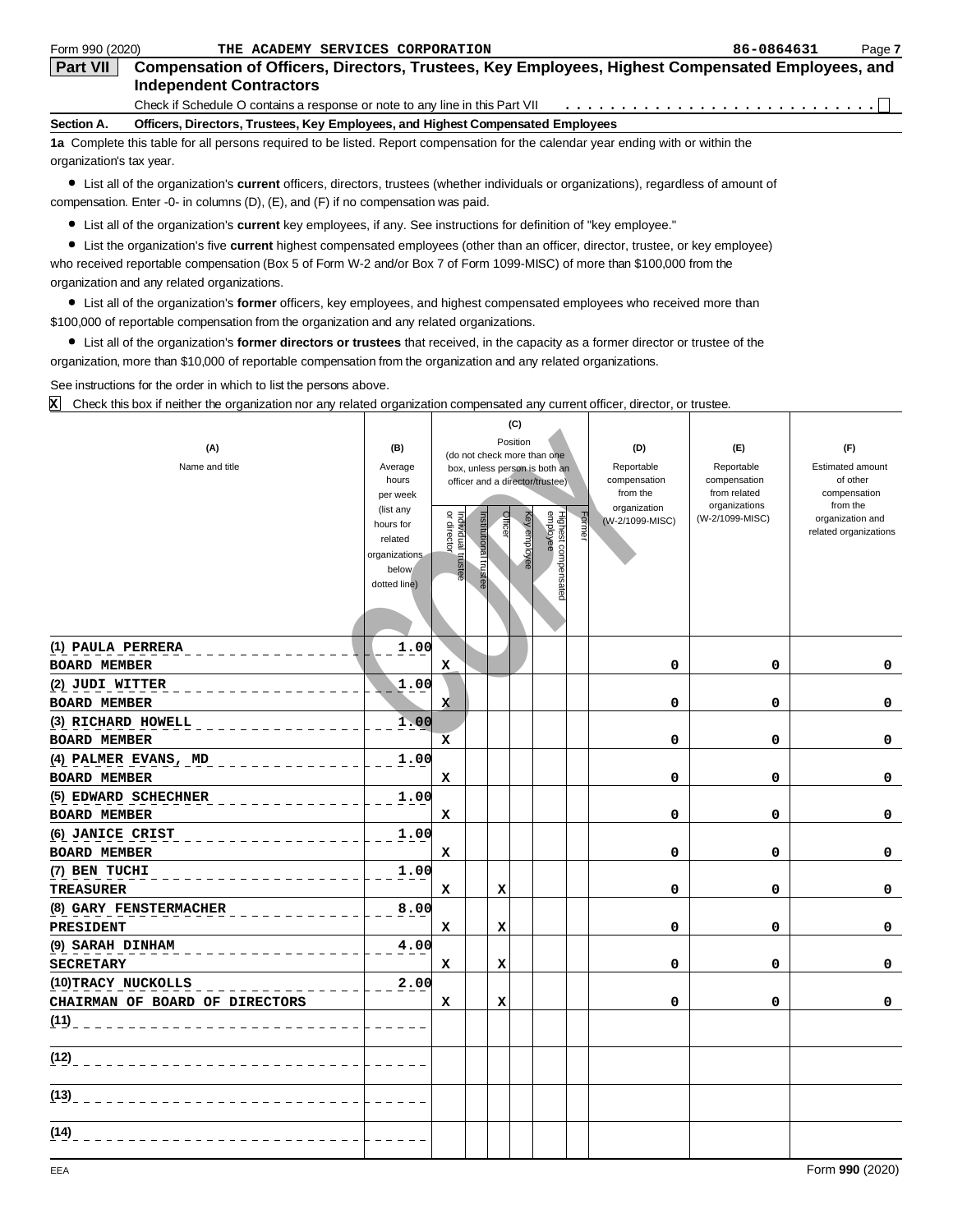Form 990 (2020) THE ACADEMY SERVICES CORPORATION 86-0864631 Page 7

## Part VII Compensation of Officers, Directors, Trustees, Key Employees, Highest Compensated Employees, and Independent Contractors

Check if Schedule O contains a response or note to any line in this Part VII . . . . . . . . . . . . . . . . . . . . . . . . . . . . ☐

**Section A. Officers, Directors, Trustees, Key Employees, and Highest Compensated Employees**

**1a** Complete this table for all persons required to be listed. Report compensation for the calendar year ending with or within the organization's tax year.

- List all of the organization's **current** officers, directors, trustees (whether individuals or organizations), regardless of amount of compensation. Enter -0- in columns (D), (E), and (F) if no compensation was paid.
- List all of the organization's **current** key employees, if any. See instructions for definition of "key employee."
- List the organization's five **current** highest compensated employees (other than an officer, director, trustee, or key employee) who received reportable compensation (Box 5 of Form W-2 and/or Box 7 of Form 1099-MISC) of more than $100,000 from the organization and any related organizations.
- List all of the organization's **former** officers, key employees, and highest compensated employees who received more than $100,000 of reportable compensation from the organization and any related organizations.
- List all of the organization's **former directors or trustees** that received, in the capacity as a former director or trustee of the organization, more than $10,000 of reportable compensation from the organization and any related organizations.

See instructions for the order in which to list the persons above.

X Check this box if neither the organization nor any related organization compensated any current officer, director, or trustee.

| (A) Name and title | (B) Average hours per week (list any hours for related organizations below dotted line) | (C) Position (do not check more than one box, unless person is both an officer and a director/trustee) | | | | | | (D) Reportable compensation from the organization (W-2/1099-MISC) | (E) Reportable compensation from related organizations (W-2/1099-MISC) | (F) Estimated amount of other compensation from the organization and related organizations |
|---|---|---|---|---|---|---|---|---|---|---|
| | | Individual trustee or director | Institutional trustee | Officer | Key employee | Highest compensated employee | Former | | | |
| (1) PAULA PERRERA<br>BOARD MEMBER | 1.00 | X | | | | | | 0 | 0 | 0 |
| (2) JUDI WITTER<br>BOARD MEMBER | 1.00 | X | | | | | | 0 | 0 | 0 |
| (3) RICHARD HOWELL<br>BOARD MEMBER | 1.00 | X | | | | | | 0 | 0 | 0 |
| (4) PALMER EVANS, MD<br>BOARD MEMBER | 1.00 | X | | | | | | 0 | 0 | 0 |
| (5) EDWARD SCHECHNER<br>BOARD MEMBER | 1.00 | X | | | | | | 0 | 0 | 0 |
| (6) JANICE CRIST<br>BOARD MEMBER | 1.00 | X | | | | | | 0 | 0 | 0 |
| (7) BEN TUCHI<br>TREASURER | 1.00 | X | | X | | | | 0 | 0 | 0 |
| (8) GARY FENSTERMACHER<br>PRESIDENT | 8.00 | X | | X | | | | 0 | 0 | 0 |
| (9) SARAH DINHAM<br>SECRETARY | 4.00 | X | | X | | | | 0 | 0 | 0 |
| (10) TRACY NUCKOLLS<br>CHAIRMAN OF BOARD OF DIRECTORS | 2.00 | X | | X | | | | 0 | 0 | 0 |
| (11) | | | | | | | | | | |
| (12) | | | | | | | | | | |
| (13) | | | | | | | | | | |
| (14) | | | | | | | | | | |

EEA Form **990** (2020)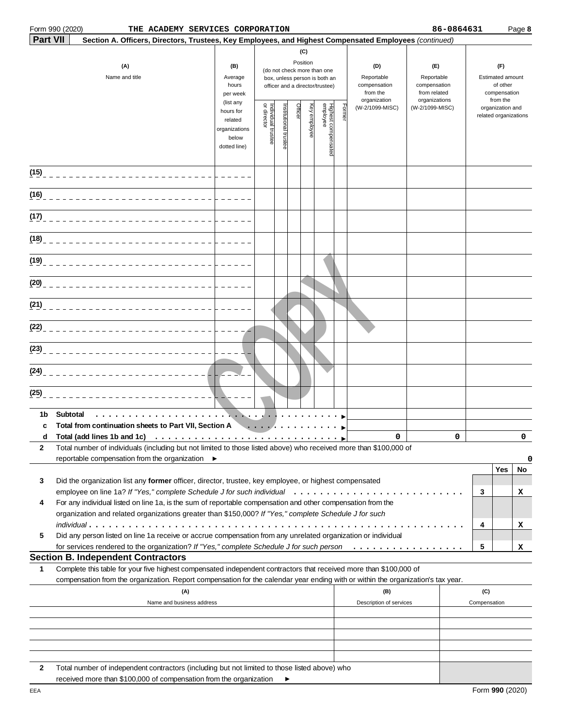Form 990 (2020) THE ACADEMY SERVICES CORPORATION 86-0864631 Page 8

**Part VII** **Section A. Officers, Directors, Trustees, Key Employees, and Highest Compensated Employees** *(continued)*

| (A) Name and title | (B) Average hours per week (list any hours for related organizations below dotted line) | (C) Position (do not check more than one box, unless person is both an officer and a director/trustee): Individual trustee or director | Institutional trustee | Officer | Key employee | Highest compensated employee | Former | (D) Reportable compensation from the organization (W-2/1099-MISC) | (E) Reportable compensation from related organizations (W-2/1099-MISC) | (F) Estimated amount of other compensation from the organization and related organizations |
|---|---|---|---|---|---|---|---|---|---|---|
| (15) | | | | | | | | | | |
| (16) | | | | | | | | | | |
| (17) | | | | | | | | | | |
| (18) | | | | | | | | | | |
| (19) | | | | | | | | | | |
| (20) | | | | | | | | | | |
| (21) | | | | | | | | | | |
| (22) | | | | | | | | | | |
| (23) | | | | | | | | | | |
| (24) | | | | | | | | | | |
| (25) | | | | | | | | | | |
| 1b Subtotal | | | | | | | | | | |
| c Total from continuation sheets to Part VII, Section A | | | | | | | | | | |
| d Total (add lines 1b and 1c) | | | | | | | | 0 | 0 | 0 |

2 Total number of individuals (including but not limited to those listed above) who received more than $100,000 of reportable compensation from the organization ► 0

| | | | Yes | No |
|---|---|---|---|---|
| 3 | Did the organization list any **former** officer, director, trustee, key employee, or highest compensated employee on line 1a? *If "Yes," complete Schedule J for such individual* | 3 | | X |
| 4 | For any individual listed on line 1a, is the sum of reportable compensation and other compensation from the organization and related organizations greater than $150,000? *If "Yes," complete Schedule J for such individual* | 4 | | X |
| 5 | Did any person listed on line 1a receive or accrue compensation from any unrelated organization or individual for services rendered to the organization? *If "Yes," complete Schedule J for such person* | 5 | | X |

## Section B. Independent Contractors

1 Complete this table for your five highest compensated independent contractors that received more than $100,000 of compensation from the organization. Report compensation for the calendar year ending with or within the organization's tax year.

| (A) Name and business address | (B) Description of services | (C) Compensation |
|---|---|---|
| | | |
| | | |
| | | |
| | | |
| | | |

2 Total number of independent contractors (including but not limited to those listed above) who received more than $100,000 of compensation from the organization ►

EEA Form **990** (2020)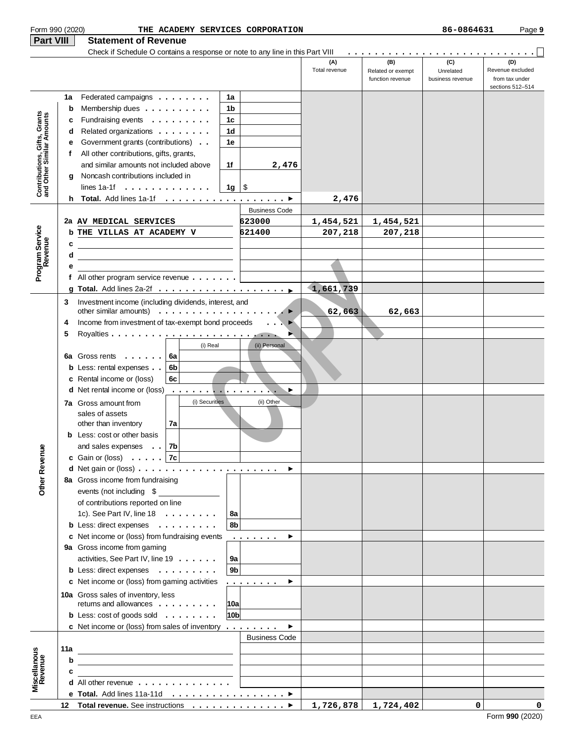Form 990 (2020) THE ACADEMY SERVICES CORPORATION 86-0864631

## Part VIII Statement of Revenue

Check if Schedule O contains a response or note to any line in this Part VIII . . . . ☐

| | | | (A) Total revenue | (B) Related or exempt function revenue | (C) Unrelated business revenue | (D) Revenue excluded from tax under sections 512–514 |
|---|---|---|---|---|---|---|
| **Contributions, Gifts, Grants and Other Similar Amounts** | | | | | | |
| 1a | Federated campaigns | 1a | | | | |
| b | Membership dues | 1b | | | | |
| c | Fundraising events | 1c | | | | |
| d | Related organizations | 1d | | | | |
| e | Government grants (contributions) | 1e | | | | |
| f | All other contributions, gifts, grants, and similar amounts not included above | 1f 2,476 | | | | |
| g | Noncash contributions included in lines 1a-1f | 1g $ | | | | |
| h | **Total.** Add lines 1a-1f | | 2,476 | | | |
| **Program Service Revenue** | | Business Code | | | | |
| 2a | AV MEDICAL SERVICES | 623000 | 1,454,521 | 1,454,521 | | |
| b | THE VILLAS AT ACADEMY V | 621400 | 207,218 | 207,218 | | |
| c | | | | | | |
| d | | | | | | |
| e | | | | | | |
| f | All other program service revenue | | | | | |
| g | **Total.** Add lines 2a-2f | | 1,661,739 | | | |
| **Other Revenue** | | | | | | |
| 3 | Investment income (including dividends, interest, and other similar amounts) | | 62,663 | 62,663 | | |
| 4 | Income from investment of tax-exempt bond proceeds | | | | | |
| 5 | Royalties | | | | | |
| | | (i) Real / (ii) Personal | | | | |
| 6a | Gross rents | 6a | | | | |
| b | Less: rental expenses | 6b | | | | |
| c | Rental income or (loss) | 6c | | | | |
| d | Net rental income or (loss) | | | | | |
| | | (i) Securities / (ii) Other | | | | |
| 7a | Gross amount from sales of assets other than inventory | 7a | | | | |
| b | Less: cost or other basis and sales expenses | 7b | | | | |
| c | Gain or (loss) | 7c | | | | |
| d | Net gain or (loss) | | | | | |
| 8a | Gross income from fundraising events (not including $ of contributions reported on line 1c). See Part IV, line 18 | 8a | | | | |
| b | Less: direct expenses | 8b | | | | |
| c | Net income or (loss) from fundraising events | | | | | |
| 9a | Gross income from gaming activities, See Part IV, line 19 | 9a | | | | |
| b | Less: direct expenses | 9b | | | | |
| c | Net income or (loss) from gaming activities | | | | | |
| 10a | Gross sales of inventory, less returns and allowances | 10a | | | | |
| b | Less: cost of goods sold | 10b | | | | |
| c | Net income or (loss) from sales of inventory | | | | | |
| **Miscellaneous Revenue** | | Business Code | | | | |
| 11a | | | | | | |
| b | | | | | | |
| c | | | | | | |
| d | All other revenue | | | | | |
| e | **Total.** Add lines 11a-11d | | | | | |
| 12 | **Total revenue.** See instructions | | 1,726,878 | 1,724,402 | 0 | 0 |

EEA Form **990** (2020)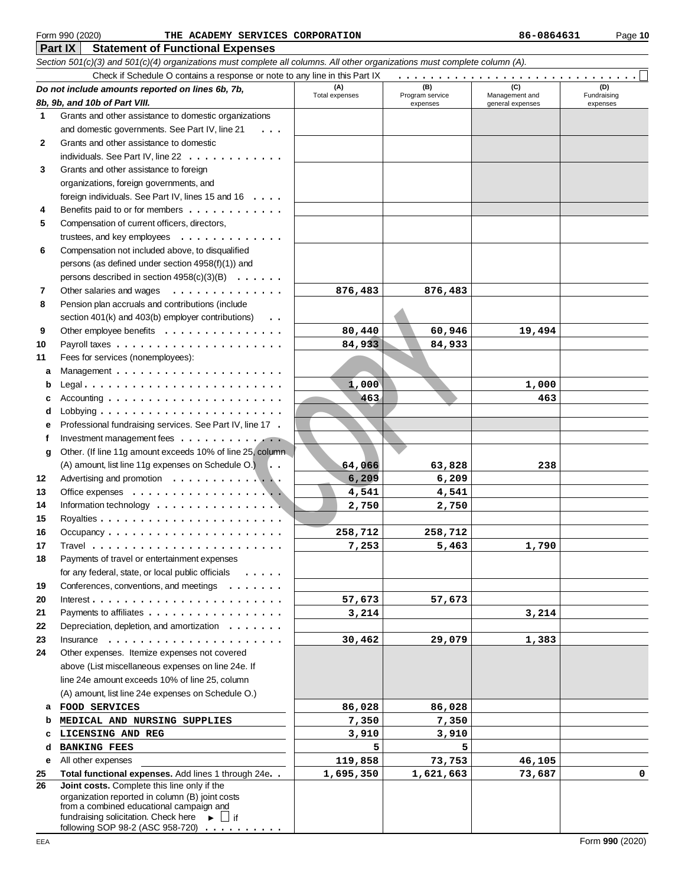Form 990 (2020) THE ACADEMY SERVICES CORPORATION 86-0864631 Page 10

## Part IX Statement of Functional Expenses

*Section 501(c)(3) and 501(c)(4) organizations must complete all columns. All other organizations must complete column (A).*

Check if Schedule O contains a response or note to any line in this Part IX . . . ☐

| | *Do not include amounts reported on lines 6b, 7b, 8b, 9b, and 10b of Part VIII.* | (A) Total expenses | (B) Program service expenses | (C) Management and general expenses | (D) Fundraising expenses |
|---|---|---|---|---|---|
| 1 | Grants and other assistance to domestic organizations and domestic governments. See Part IV, line 21 | | | | |
| 2 | Grants and other assistance to domestic individuals. See Part IV, line 22 | | | | |
| 3 | Grants and other assistance to foreign organizations, foreign governments, and foreign individuals. See Part IV, lines 15 and 16 | | | | |
| 4 | Benefits paid to or for members | | | | |
| 5 | Compensation of current officers, directors, trustees, and key employees | | | | |
| 6 | Compensation not included above, to disqualified persons (as defined under section 4958(f)(1)) and persons described in section 4958(c)(3)(B) | | | | |
| 7 | Other salaries and wages | 876,483 | 876,483 | | |
| 8 | Pension plan accruals and contributions (include section 401(k) and 403(b) employer contributions) | | | | |
| 9 | Other employee benefits | 80,440 | 60,946 | 19,494 | |
| 10 | Payroll taxes | 84,933 | 84,933 | | |
| 11 | Fees for services (nonemployees): | | | | |
| a | Management | | | | |
| b | Legal | 1,000 | | 1,000 | |
| c | Accounting | 463 | | 463 | |
| d | Lobbying | | | | |
| e | Professional fundraising services. See Part IV, line 17 | | | | |
| f | Investment management fees | | | | |
| g | Other. (If line 11g amount exceeds 10% of line 25, column (A) amount, list line 11g expenses on Schedule O.) | 64,066 | 63,828 | 238 | |
| 12 | Advertising and promotion | 6,209 | 6,209 | | |
| 13 | Office expenses | 4,541 | 4,541 | | |
| 14 | Information technology | 2,750 | 2,750 | | |
| 15 | Royalties | | | | |
| 16 | Occupancy | 258,712 | 258,712 | | |
| 17 | Travel | 7,253 | 5,463 | 1,790 | |
| 18 | Payments of travel or entertainment expenses for any federal, state, or local public officials | | | | |
| 19 | Conferences, conventions, and meetings | | | | |
| 20 | Interest | 57,673 | 57,673 | | |
| 21 | Payments to affiliates | 3,214 | | 3,214 | |
| 22 | Depreciation, depletion, and amortization | | | | |
| 23 | Insurance | 30,462 | 29,079 | 1,383 | |
| 24 | Other expenses. Itemize expenses not covered above (List miscellaneous expenses on line 24e. If line 24e amount exceeds 10% of line 25, column (A) amount, list line 24e expenses on Schedule O.) | | | | |
| a | FOOD SERVICES | 86,028 | 86,028 | | |
| b | MEDICAL AND NURSING SUPPLIES | 7,350 | 7,350 | | |
| c | LICENSING AND REG | 3,910 | 3,910 | | |
| d | BANKING FEES | 5 | 5 | | |
| e | All other expenses | 119,858 | 73,753 | 46,105 | |
| 25 | **Total functional expenses.** Add lines 1 through 24e | 1,695,350 | 1,621,663 | 73,687 | 0 |
| 26 | **Joint costs.** Complete this line only if the organization reported in column (B) joint costs from a combined educational campaign and fundraising solicitation. Check here ► ☐ if following SOP 98-2 (ASC 958-720) | | | | |

EEA Form **990** (2020)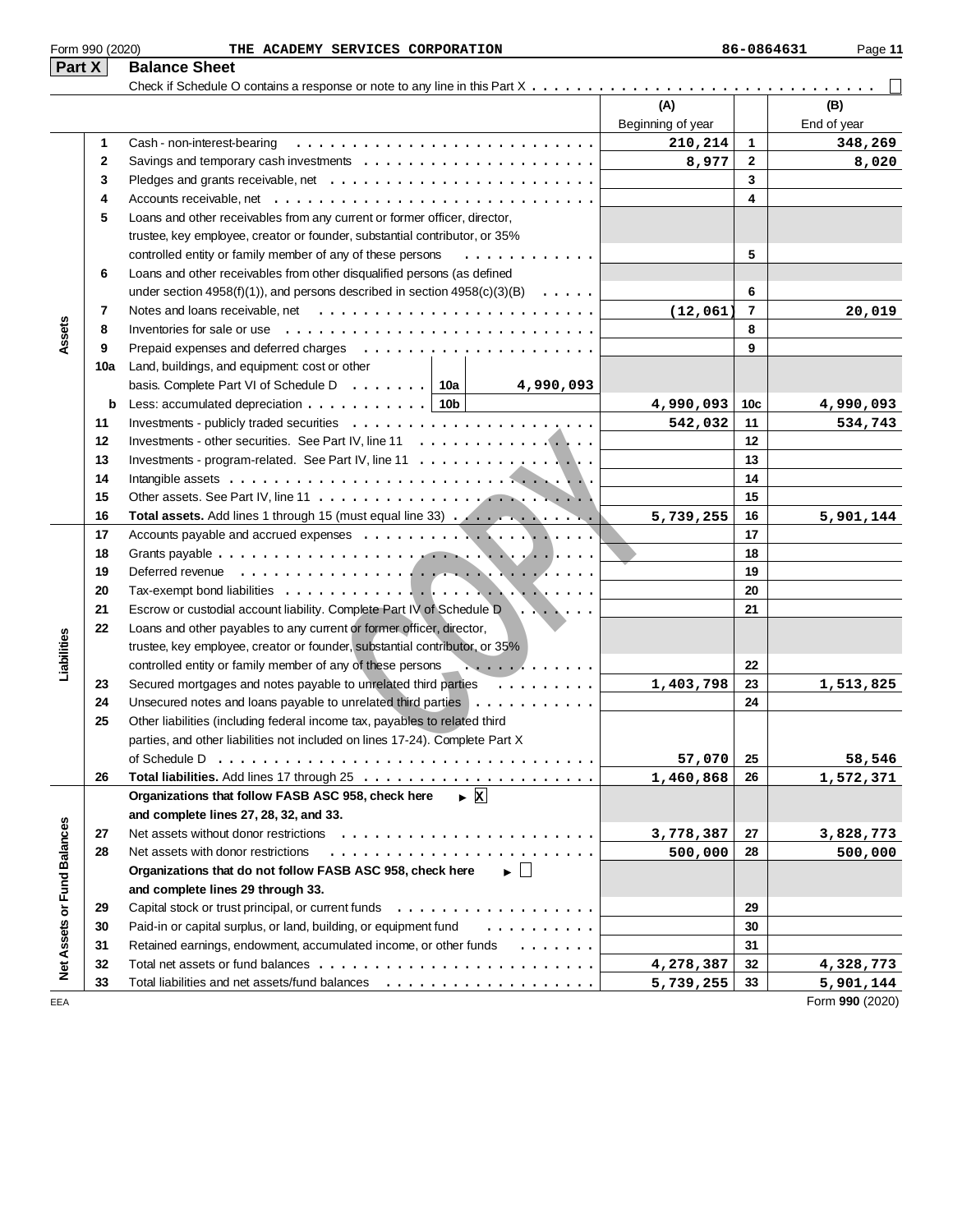Form 990 (2020) THE ACADEMY SERVICES CORPORATION 86-0864631

## Part X Balance Sheet

Check if Schedule O contains a response or note to any line in this Part X . . . . . . . . . . . . . . . . . . . . . . . . . . . . . . . . ☐

| Section | Line | Description | (A) Beginning of year | Line | (B) End of year |
|---|---|---|---|---|---|
| Assets | 1 | Cash - non-interest-bearing | 210,214 | 1 | 348,269 |
| | 2 | Savings and temporary cash investments | 8,977 | 2 | 8,020 |
| | 3 | Pledges and grants receivable, net | | 3 | |
| | 4 | Accounts receivable, net | | 4 | |
| | 5 | Loans and other receivables from any current or former officer, director, trustee, key employee, creator or founder, substantial contributor, or 35% controlled entity or family member of any of these persons | | 5 | |
| | 6 | Loans and other receivables from other disqualified persons (as defined under section 4958(f)(1)), and persons described in section 4958(c)(3)(B) | | 6 | |
| | 7 | Notes and loans receivable, net | (12,061) | 7 | 20,019 |
| | 8 | Inventories for sale or use | | 8 | |
| | 9 | Prepaid expenses and deferred charges | | 9 | |
| | 10a | Land, buildings, and equipment: cost or other basis. Complete Part VI of Schedule D — 10a: 4,990,093 | | | |
| | b | Less: accumulated depreciation — 10b | 4,990,093 | 10c | 4,990,093 |
| | 11 | Investments - publicly traded securities | 542,032 | 11 | 534,743 |
| | 12 | Investments - other securities. See Part IV, line 11 | | 12 | |
| | 13 | Investments - program-related. See Part IV, line 11 | | 13 | |
| | 14 | Intangible assets | | 14 | |
| | 15 | Other assets. See Part IV, line 11 | | 15 | |
| | 16 | **Total assets.** Add lines 1 through 15 (must equal line 33) | 5,739,255 | 16 | 5,901,144 |
| Liabilities | 17 | Accounts payable and accrued expenses | | 17 | |
| | 18 | Grants payable | | 18 | |
| | 19 | Deferred revenue | | 19 | |
| | 20 | Tax-exempt bond liabilities | | 20 | |
| | 21 | Escrow or custodial account liability. Complete Part IV of Schedule D | | 21 | |
| | 22 | Loans and other payables to any current or former officer, director, trustee, key employee, creator or founder, substantial contributor, or 35% controlled entity or family member of any of these persons | | 22 | |
| | 23 | Secured mortgages and notes payable to unrelated third parties | 1,403,798 | 23 | 1,513,825 |
| | 24 | Unsecured notes and loans payable to unrelated third parties | | 24 | |
| | 25 | Other liabilities (including federal income tax, payables to related third parties, and other liabilities not included on lines 17-24). Complete Part X of Schedule D | 57,070 | 25 | 58,546 |
| | 26 | **Total liabilities.** Add lines 17 through 25 | 1,460,868 | 26 | 1,572,371 |
| Net Assets or Fund Balances | | **Organizations that follow FASB ASC 958, check here** ► ☒ **and complete lines 27, 28, 32, and 33.** | | | |
| | 27 | Net assets without donor restrictions | 3,778,387 | 27 | 3,828,773 |
| | 28 | Net assets with donor restrictions | 500,000 | 28 | 500,000 |
| | | **Organizations that do not follow FASB ASC 958, check here** ► ☐ **and complete lines 29 through 33.** | | | |
| | 29 | Capital stock or trust principal, or current funds | | 29 | |
| | 30 | Paid-in or capital surplus, or land, building, or equipment fund | | 30 | |
| | 31 | Retained earnings, endowment, accumulated income, or other funds | | 31 | |
| | 32 | Total net assets or fund balances | 4,278,387 | 32 | 4,328,773 |
| | 33 | Total liabilities and net assets/fund balances | 5,739,255 | 33 | 5,901,144 |

Form **990** (2020)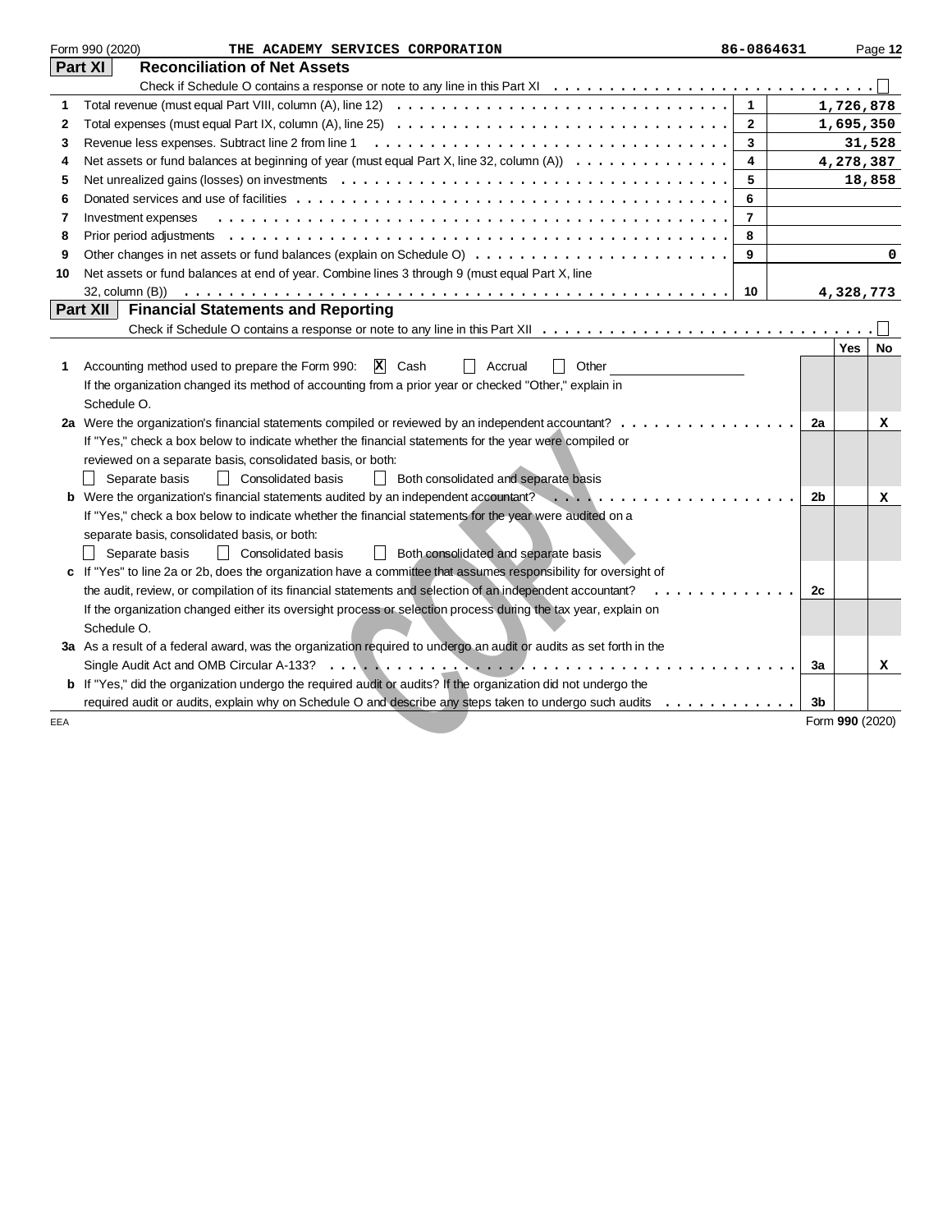Form 990 (2020) THE ACADEMY SERVICES CORPORATION 86-0864631

## Part XI Reconciliation of Net Assets

Check if Schedule O contains a response or note to any line in this Part XI ☐

| | | | |
|---|---|---|---|
| 1 | Total revenue (must equal Part VIII, column (A), line 12) | 1 | 1,726,878 |
| 2 | Total expenses (must equal Part IX, column (A), line 25) | 2 | 1,695,350 |
| 3 | Revenue less expenses. Subtract line 2 from line 1 | 3 | 31,528 |
| 4 | Net assets or fund balances at beginning of year (must equal Part X, line 32, column (A)) | 4 | 4,278,387 |
| 5 | Net unrealized gains (losses) on investments | 5 | 18,858 |
| 6 | Donated services and use of facilities | 6 | |
| 7 | Investment expenses | 7 | |
| 8 | Prior period adjustments | 8 | |
| 9 | Other changes in net assets or fund balances (explain on Schedule O) | 9 | 0 |
| 10 | Net assets or fund balances at end of year. Combine lines 3 through 9 (must equal Part X, line 32, column (B)) | 10 | 4,328,773 |

## Part XII Financial Statements and Reporting

Check if Schedule O contains a response or note to any line in this Part XII ☐

| | | | Yes | No |
|---|---|---|---|---|
| 1 | Accounting method used to prepare the Form 990: ☒ Cash ☐ Accrual ☐ Other<br>If the organization changed its method of accounting from a prior year or checked "Other," explain in Schedule O. | | | |
| 2a | Were the organization's financial statements compiled or reviewed by an independent accountant?<br>If "Yes," check a box below to indicate whether the financial statements for the year were compiled or reviewed on a separate basis, consolidated basis, or both:<br>☐ Separate basis ☐ Consolidated basis ☐ Both consolidated and separate basis | 2a | | X |
| b | Were the organization's financial statements audited by an independent accountant?<br>If "Yes," check a box below to indicate whether the financial statements for the year were audited on a separate basis, consolidated basis, or both:<br>☐ Separate basis ☐ Consolidated basis ☐ Both consolidated and separate basis | 2b | | X |
| c | If "Yes" to line 2a or 2b, does the organization have a committee that assumes responsibility for oversight of the audit, review, or compilation of its financial statements and selection of an independent accountant?<br>If the organization changed either its oversight process or selection process during the tax year, explain on Schedule O. | 2c | | |
| 3a | As a result of a federal award, was the organization required to undergo an audit or audits as set forth in the Single Audit Act and OMB Circular A-133? | 3a | | X |
| b | If "Yes," did the organization undergo the required audit or audits? If the organization did not undergo the required audit or audits, explain why on Schedule O and describe any steps taken to undergo such audits | 3b | | |

EEA Form 990 (2020)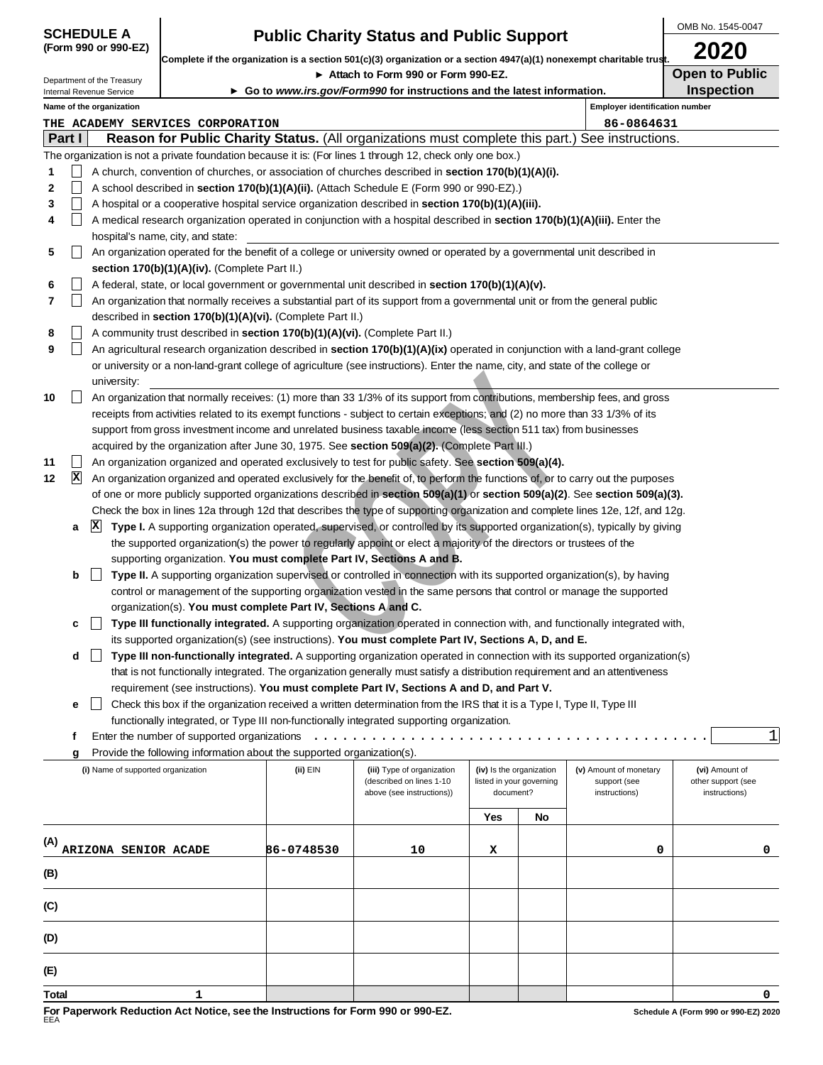**SCHEDULE A (Form 990 or 990-EZ)**

Department of the Treasury
Internal Revenue Service

# Public Charity Status and Public Support

**Complete if the organization is a section 501(c)(3) organization or a section 4947(a)(1) nonexempt charitable trust.**

► **Attach to Form 990 or Form 990-EZ.**

► **Go to *www.irs.gov/Form990* for instructions and the latest information.**

OMB No. 1545-0047

**2020**

**Open to Public Inspection**

**Name of the organization:** THE ACADEMY SERVICES CORPORATION

**Employer identification number:** 86-0864631

## Part I Reason for Public Charity Status. (All organizations must complete this part.) See instructions.

The organization is not a private foundation because it is: (For lines 1 through 12, check only one box.)

1. ☐ A church, convention of churches, or association of churches described in **section 170(b)(1)(A)(i).**
2. ☐ A school described in **section 170(b)(1)(A)(ii).** (Attach Schedule E (Form 990 or 990-EZ).)
3. ☐ A hospital or a cooperative hospital service organization described in **section 170(b)(1)(A)(iii).**
4. ☐ A medical research organization operated in conjunction with a hospital described in **section 170(b)(1)(A)(iii).** Enter the hospital's name, city, and state:
5. ☐ An organization operated for the benefit of a college or university owned or operated by a governmental unit described in **section 170(b)(1)(A)(iv).** (Complete Part II.)
6. ☐ A federal, state, or local government or governmental unit described in **section 170(b)(1)(A)(v).**
7. ☐ An organization that normally receives a substantial part of its support from a governmental unit or from the general public described in **section 170(b)(1)(A)(vi).** (Complete Part II.)
8. ☐ A community trust described in **section 170(b)(1)(A)(vi).** (Complete Part II.)
9. ☐ An agricultural research organization described in **section 170(b)(1)(A)(ix)** operated in conjunction with a land-grant college or university or a non-land-grant college of agriculture (see instructions). Enter the name, city, and state of the college or university:
10. ☐ An organization that normally receives: (1) more than 33 1/3% of its support from contributions, membership fees, and gross receipts from activities related to its exempt functions - subject to certain exceptions; and (2) no more than 33 1/3% of its support from gross investment income and unrelated business taxable income (less section 511 tax) from businesses acquired by the organization after June 30, 1975. See **section 509(a)(2).** (Complete Part III.)
11. ☐ An organization organized and operated exclusively to test for public safety. See **section 509(a)(4).**
12. ☒ An organization organized and operated exclusively for the benefit of, to perform the functions of, or to carry out the purposes of one or more publicly supported organizations described in **section 509(a)(1)** or **section 509(a)(2)**. See **section 509(a)(3).** Check the box in lines 12a through 12d that describes the type of supporting organization and complete lines 12e, 12f, and 12g.
   - **a** ☒ **Type I.** A supporting organization operated, supervised, or controlled by its supported organization(s), typically by giving the supported organization(s) the power to regularly appoint or elect a majority of the directors or trustees of the supporting organization. **You must complete Part IV, Sections A and B.**
   - **b** ☐ **Type II.** A supporting organization supervised or controlled in connection with its supported organization(s), by having control or management of the supporting organization vested in the same persons that control or manage the supported organization(s). **You must complete Part IV, Sections A and C.**
   - **c** ☐ **Type III functionally integrated.** A supporting organization operated in connection with, and functionally integrated with, its supported organization(s) (see instructions). **You must complete Part IV, Sections A, D, and E.**
   - **d** ☐ **Type III non-functionally integrated.** A supporting organization operated in connection with its supported organization(s) that is not functionally integrated. The organization generally must satisfy a distribution requirement and an attentiveness requirement (see instructions). **You must complete Part IV, Sections A and D, and Part V.**
   - **e** ☐ Check this box if the organization received a written determination from the IRS that it is a Type I, Type II, Type III functionally integrated, or Type III non-functionally integrated supporting organization.
   - **f** Enter the number of supported organizations: 1
   - **g** Provide the following information about the supported organization(s).

| | (i) Name of supported organization | (ii) EIN | (iii) Type of organization (described on lines 1-10 above (see instructions)) | (iv) Is the organization listed in your governing document? Yes | No | (v) Amount of monetary support (see instructions) | (vi) Amount of other support (see instructions) |
|---|---|---|---|---|---|---|---|
| (A) | ARIZONA SENIOR ACADE | 86-0748530 | 10 | X | | 0 | 0 |
| (B) | | | | | | | |
| (C) | | | | | | | |
| (D) | | | | | | | |
| (E) | | | | | | | |
| **Total** | 1 | | | | | | 0 |

**For Paperwork Reduction Act Notice, see the Instructions for Form 990 or 990-EZ.**

Schedule A (Form 990 or 990-EZ) 2020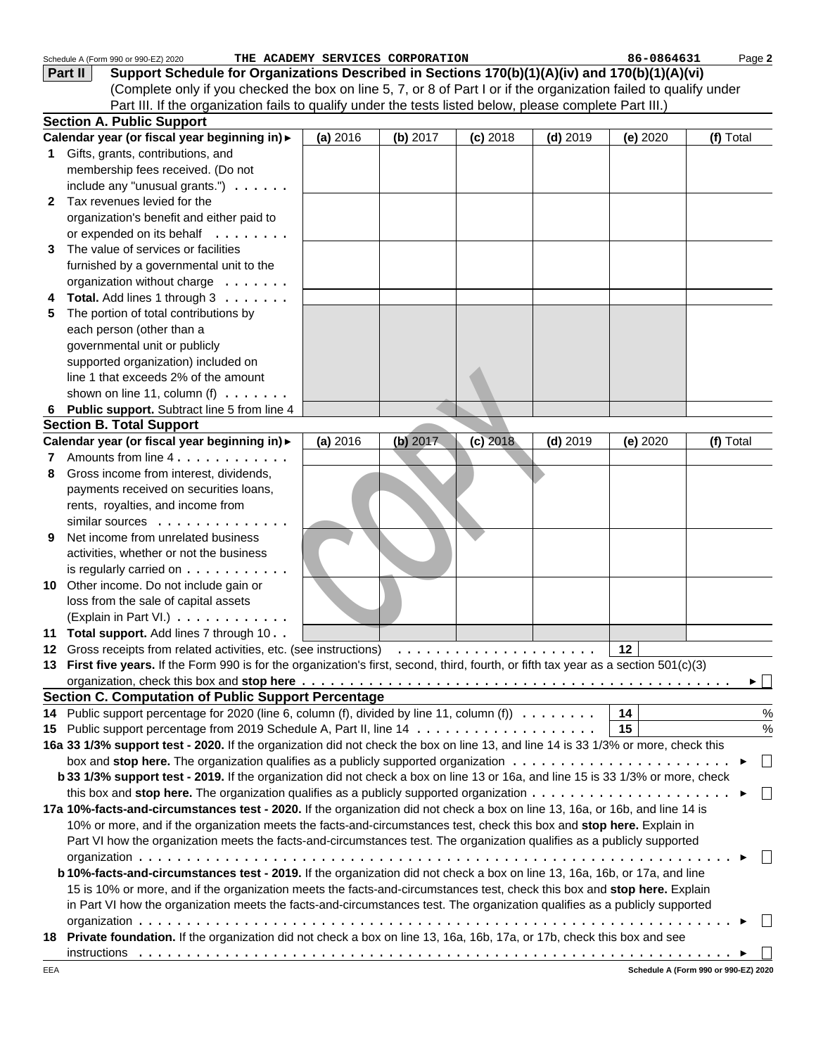Schedule A (Form 990 or 990-EZ) 2020 THE ACADEMY SERVICES CORPORATION 86-0864631 Page 2

## Part II Support Schedule for Organizations Described in Sections 170(b)(1)(A)(iv) and 170(b)(1)(A)(vi)

(Complete only if you checked the box on line 5, 7, or 8 of Part I or if the organization failed to qualify under Part III. If the organization fails to qualify under the tests listed below, please complete Part III.)

### Section A. Public Support

| Calendar year (or fiscal year beginning in) ► | (a) 2016 | (b) 2017 | (c) 2018 | (d) 2019 | (e) 2020 | (f) Total |
|---|---|---|---|---|---|---|
| 1 Gifts, grants, contributions, and membership fees received. (Do not include any "unusual grants.") | | | | | | |
| 2 Tax revenues levied for the organization's benefit and either paid to or expended on its behalf | | | | | | |
| 3 The value of services or facilities furnished by a governmental unit to the organization without charge | | | | | | |
| 4 **Total.** Add lines 1 through 3 | | | | | | |
| 5 The portion of total contributions by each person (other than a governmental unit or publicly supported organization) included on line 1 that exceeds 2% of the amount shown on line 11, column (f) | | | | | | |
| 6 **Public support.** Subtract line 5 from line 4 | | | | | | |

### Section B. Total Support

| Calendar year (or fiscal year beginning in) ► | (a) 2016 | (b) 2017 | (c) 2018 | (d) 2019 | (e) 2020 | (f) Total |
|---|---|---|---|---|---|---|
| 7 Amounts from line 4 | | | | | | |
| 8 Gross income from interest, dividends, payments received on securities loans, rents, royalties, and income from similar sources | | | | | | |
| 9 Net income from unrelated business activities, whether or not the business is regularly carried on | | | | | | |
| 10 Other income. Do not include gain or loss from the sale of capital assets (Explain in Part VI.) | | | | | | |
| 11 **Total support.** Add lines 7 through 10 | | | | | | |

12 Gross receipts from related activities, etc. (see instructions) . . . . . 12

13 **First five years.** If the Form 990 is for the organization's first, second, third, fourth, or fifth tax year as a section 501(c)(3) organization, check this box and **stop here** . . . . . ► ☐

### Section C. Computation of Public Support Percentage

14 Public support percentage for 2020 (line 6, column (f), divided by line 11, column (f)) . . . . . 14 %

15 Public support percentage from 2019 Schedule A, Part II, line 14 . . . . . 15 %

**16a 33 1/3% support test - 2020.** If the organization did not check the box on line 13, and line 14 is 33 1/3% or more, check this box and **stop here.** The organization qualifies as a publicly supported organization . . . . . ► ☐

**b 33 1/3% support test - 2019.** If the organization did not check a box on line 13 or 16a, and line 15 is 33 1/3% or more, check this box and **stop here.** The organization qualifies as a publicly supported organization . . . . . ► ☐

**17a 10%-facts-and-circumstances test - 2020.** If the organization did not check a box on line 13, 16a, or 16b, and line 14 is 10% or more, and if the organization meets the facts-and-circumstances test, check this box and **stop here.** Explain in Part VI how the organization meets the facts-and-circumstances test. The organization qualifies as a publicly supported organization . . . . . ► ☐

**b 10%-facts-and-circumstances test - 2019.** If the organization did not check a box on line 13, 16a, 16b, or 17a, and line 15 is 10% or more, and if the organization meets the facts-and-circumstances test, check this box and **stop here.** Explain in Part VI how the organization meets the facts-and-circumstances test. The organization qualifies as a publicly supported organization . . . . . ► ☐

**18 Private foundation.** If the organization did not check a box on line 13, 16a, 16b, 17a, or 17b, check this box and see instructions . . . . . ► ☐

EEA Schedule A (Form 990 or 990-EZ) 2020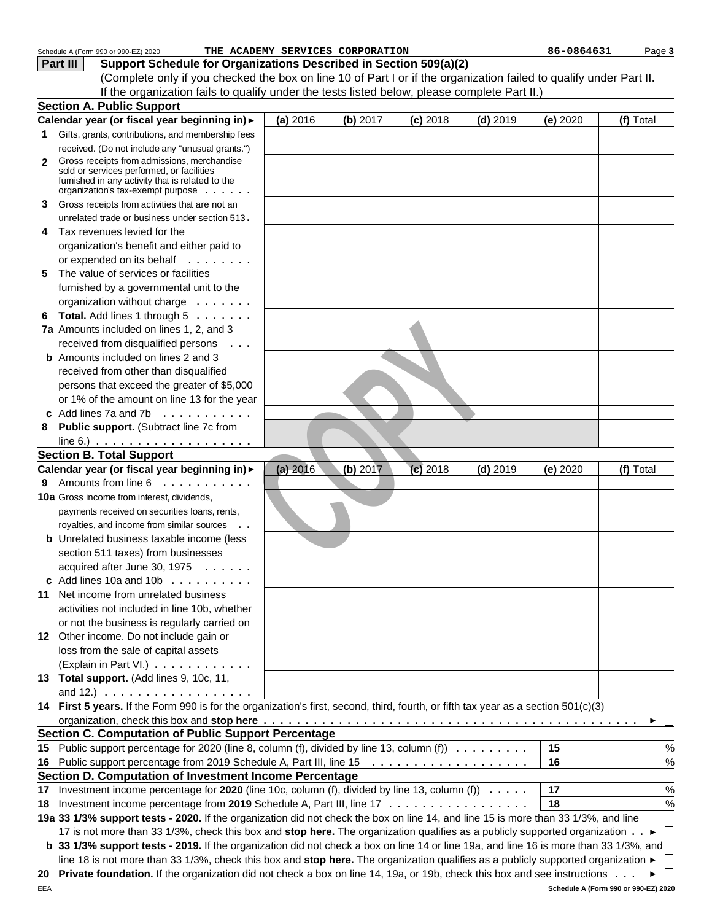Schedule A (Form 990 or 990-EZ) 2020 THE ACADEMY SERVICES CORPORATION 86-0864631

## Part III Support Schedule for Organizations Described in Section 509(a)(2)

(Complete only if you checked the box on line 10 of Part I or if the organization failed to qualify under Part II. If the organization fails to qualify under the tests listed below, please complete Part II.)

### Section A. Public Support

| Calendar year (or fiscal year beginning in) ► | (a) 2016 | (b) 2017 | (c) 2018 | (d) 2019 | (e) 2020 | (f) Total |
|---|---|---|---|---|---|---|
| 1 Gifts, grants, contributions, and membership fees received. (Do not include any "unusual grants.") | | | | | | |
| 2 Gross receipts from admissions, merchandise sold or services performed, or facilities furnished in any activity that is related to the organization's tax-exempt purpose | | | | | | |
| 3 Gross receipts from activities that are not an unrelated trade or business under section 513 | | | | | | |
| 4 Tax revenues levied for the organization's benefit and either paid to or expended on its behalf | | | | | | |
| 5 The value of services or facilities furnished by a governmental unit to the organization without charge | | | | | | |
| 6 **Total.** Add lines 1 through 5 | | | | | | |
| 7a Amounts included on lines 1, 2, and 3 received from disqualified persons | | | | | | |
| b Amounts included on lines 2 and 3 received from other than disqualified persons that exceed the greater of $5,000 or 1% of the amount on line 13 for the year | | | | | | |
| c Add lines 7a and 7b | | | | | | |
| 8 **Public support.** (Subtract line 7c from line 6.) | | | | | | |

### Section B. Total Support

| Calendar year (or fiscal year beginning in) ► | (a) 2016 | (b) 2017 | (c) 2018 | (d) 2019 | (e) 2020 | (f) Total |
|---|---|---|---|---|---|---|
| 9 Amounts from line 6 | | | | | | |
| 10a Gross income from interest, dividends, payments received on securities loans, rents, royalties, and income from similar sources | | | | | | |
| b Unrelated business taxable income (less section 511 taxes) from businesses acquired after June 30, 1975 | | | | | | |
| c Add lines 10a and 10b | | | | | | |
| 11 Net income from unrelated business activities not included in line 10b, whether or not the business is regularly carried on | | | | | | |
| 12 Other income. Do not include gain or loss from the sale of capital assets (Explain in Part VI.) | | | | | | |
| 13 **Total support.** (Add lines 9, 10c, 11, and 12.) | | | | | | |

14 **First 5 years.** If the Form 990 is for the organization's first, second, third, fourth, or fifth tax year as a section 501(c)(3) organization, check this box and **stop here** ► ☐

### Section C. Computation of Public Support Percentage

| | | |
|---|---|---|
| 15 Public support percentage for 2020 (line 8, column (f), divided by line 13, column (f)) | 15 | % |
| 16 Public support percentage from 2019 Schedule A, Part III, line 15 | 16 | % |

### Section D. Computation of Investment Income Percentage

| | | |
|---|---|---|
| 17 Investment income percentage for **2020** (line 10c, column (f), divided by line 13, column (f)) | 17 | % |
| 18 Investment income percentage from **2019** Schedule A, Part III, line 17 | 18 | % |

**19a 33 1/3% support tests - 2020.** If the organization did not check the box on line 14, and line 15 is more than 33 1/3%, and line 17 is not more than 33 1/3%, check this box and **stop here.** The organization qualifies as a publicly supported organization ► ☐

**b 33 1/3% support tests - 2019.** If the organization did not check a box on line 14 or line 19a, and line 16 is more than 33 1/3%, and line 18 is not more than 33 1/3%, check this box and **stop here.** The organization qualifies as a publicly supported organization ► ☐

**20 Private foundation.** If the organization did not check a box on line 14, 19a, or 19b, check this box and see instructions ► ☐

EEA Schedule A (Form 990 or 990-EZ) 2020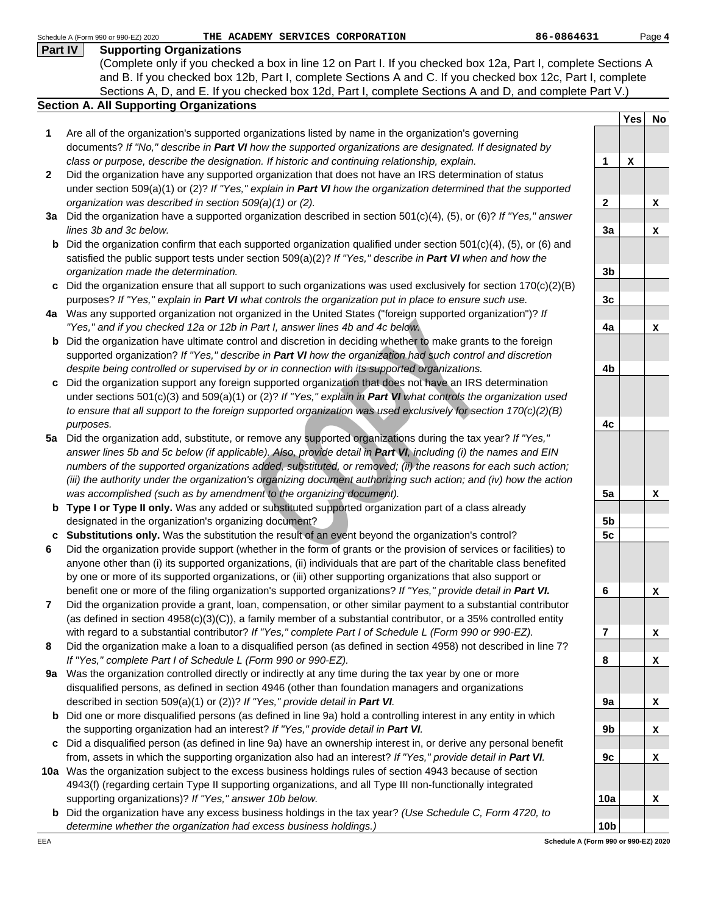Schedule A (Form 990 or 990-EZ) 2020 THE ACADEMY SERVICES CORPORATION 86-0864631

## Part IV Supporting Organizations

(Complete only if you checked a box in line 12 on Part I. If you checked box 12a, Part I, complete Sections A and B. If you checked box 12b, Part I, complete Sections A and C. If you checked box 12c, Part I, complete Sections A, D, and E. If you checked box 12d, Part I, complete Sections A and D, and complete Part V.)

### Section A. All Supporting Organizations

| | Question | Line | Yes | No |
|---|---|---|---|---|
| 1 | Are all of the organization's supported organizations listed by name in the organization's governing documents? *If "No," describe in **Part VI** how the supported organizations are designated. If designated by class or purpose, describe the designation. If historic and continuing relationship, explain.* | 1 | X | |
| 2 | Did the organization have any supported organization that does not have an IRS determination of status under section 509(a)(1) or (2)? *If "Yes," explain in **Part VI** how the organization determined that the supported organization was described in section 509(a)(1) or (2).* | 2 | | X |
| 3a | Did the organization have a supported organization described in section 501(c)(4), (5), or (6)? *If "Yes," answer lines 3b and 3c below.* | 3a | | X |
| b | Did the organization confirm that each supported organization qualified under section 501(c)(4), (5), or (6) and satisfied the public support tests under section 509(a)(2)? *If "Yes," describe in **Part VI** when and how the organization made the determination.* | 3b | | |
| c | Did the organization ensure that all support to such organizations was used exclusively for section 170(c)(2)(B) purposes? *If "Yes," explain in **Part VI** what controls the organization put in place to ensure such use.* | 3c | | |
| 4a | Was any supported organization not organized in the United States ("foreign supported organization")? *If "Yes," and if you checked 12a or 12b in Part I, answer lines 4b and 4c below.* | 4a | | X |
| b | Did the organization have ultimate control and discretion in deciding whether to make grants to the foreign supported organization? *If "Yes," describe in **Part VI** how the organization had such control and discretion despite being controlled or supervised by or in connection with its supported organizations.* | 4b | | |
| c | Did the organization support any foreign supported organization that does not have an IRS determination under sections 501(c)(3) and 509(a)(1) or (2)? *If "Yes," explain in **Part VI** what controls the organization used to ensure that all support to the foreign supported organization was used exclusively for section 170(c)(2)(B) purposes.* | 4c | | |
| 5a | Did the organization add, substitute, or remove any supported organizations during the tax year? *If "Yes," answer lines 5b and 5c below (if applicable). Also, provide detail in **Part VI**, including (i) the names and EIN numbers of the supported organizations added, substituted, or removed; (ii) the reasons for each such action; (iii) the authority under the organization's organizing document authorizing such action; and (iv) how the action was accomplished (such as by amendment to the organizing document).* | 5a | | X |
| b | **Type I or Type II only.** Was any added or substituted supported organization part of a class already designated in the organization's organizing document? | 5b | | |
| c | **Substitutions only.** Was the substitution the result of an event beyond the organization's control? | 5c | | |
| 6 | Did the organization provide support (whether in the form of grants or the provision of services or facilities) to anyone other than (i) its supported organizations, (ii) individuals that are part of the charitable class benefited by one or more of its supported organizations, or (iii) other supporting organizations that also support or benefit one or more of the filing organization's supported organizations? *If "Yes," provide detail in **Part VI.*** | 6 | | X |
| 7 | Did the organization provide a grant, loan, compensation, or other similar payment to a substantial contributor (as defined in section 4958(c)(3)(C)), a family member of a substantial contributor, or a 35% controlled entity with regard to a substantial contributor? *If "Yes," complete Part I of Schedule L (Form 990 or 990-EZ).* | 7 | | X |
| 8 | Did the organization make a loan to a disqualified person (as defined in section 4958) not described in line 7? *If "Yes," complete Part I of Schedule L (Form 990 or 990-EZ).* | 8 | | X |
| 9a | Was the organization controlled directly or indirectly at any time during the tax year by one or more disqualified persons, as defined in section 4946 (other than foundation managers and organizations described in section 509(a)(1) or (2))? *If "Yes," provide detail in **Part VI**.* | 9a | | X |
| b | Did one or more disqualified persons (as defined in line 9a) hold a controlling interest in any entity in which the supporting organization had an interest? *If "Yes," provide detail in **Part VI**.* | 9b | | X |
| c | Did a disqualified person (as defined in line 9a) have an ownership interest in, or derive any personal benefit from, assets in which the supporting organization also had an interest? *If "Yes," provide detail in **Part VI**.* | 9c | | X |
| 10a | Was the organization subject to the excess business holdings rules of section 4943 because of section 4943(f) (regarding certain Type II supporting organizations, and all Type III non-functionally integrated supporting organizations)? *If "Yes," answer 10b below.* | 10a | | X |
| b | Did the organization have any excess business holdings in the tax year? *(Use Schedule C, Form 4720, to determine whether the organization had excess business holdings.)* | 10b | | |

EEA Schedule A (Form 990 or 990-EZ) 2020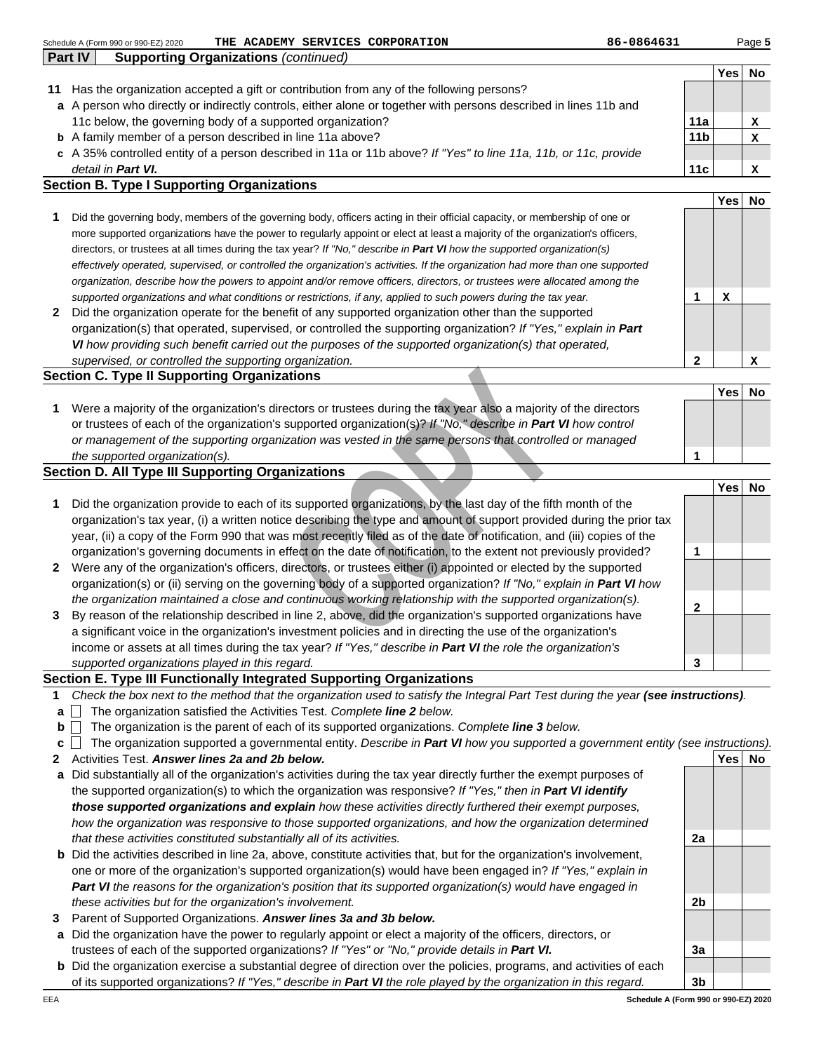Schedule A (Form 990 or 990-EZ) 2020 THE ACADEMY SERVICES CORPORATION 86-0864631

**Part IV Supporting Organizations** *(continued)*

| | | | Yes | No |
|---|---|---|---|---|
| **11** | Has the organization accepted a gift or contribution from any of the following persons? | | | |
| **a** | A person who directly or indirectly controls, either alone or together with persons described in lines 11b and 11c below, the governing body of a supported organization? | **11a** | | X |
| **b** | A family member of a person described in line 11a above? | **11b** | | X |
| **c** | A 35% controlled entity of a person described in 11a or 11b above? *If "Yes" to line 11a, 11b, or 11c, provide detail in* ***Part VI.*** | **11c** | | X |

### Section B. Type I Supporting Organizations

| | | | Yes | No |
|---|---|---|---|---|
| **1** | Did the governing body, members of the governing body, officers acting in their official capacity, or membership of one or more supported organizations have the power to regularly appoint or elect at least a majority of the organization's officers, directors, or trustees at all times during the tax year? *If "No," describe in* ***Part VI*** *how the supported organization(s) effectively operated, supervised, or controlled the organization's activities. If the organization had more than one supported organization, describe how the powers to appoint and/or remove officers, directors, or trustees were allocated among the supported organizations and what conditions or restrictions, if any, applied to such powers during the tax year.* | **1** | X | |
| **2** | Did the organization operate for the benefit of any supported organization other than the supported organization(s) that operated, supervised, or controlled the supporting organization? *If "Yes," explain in* ***Part VI*** *how providing such benefit carried out the purposes of the supported organization(s) that operated, supervised, or controlled the supporting organization.* | **2** | | X |

### Section C. Type II Supporting Organizations

| | | | Yes | No |
|---|---|---|---|---|
| **1** | Were a majority of the organization's directors or trustees during the tax year also a majority of the directors or trustees of each of the organization's supported organization(s)? *If "No," describe in* ***Part VI*** *how control or management of the supporting organization was vested in the same persons that controlled or managed the supported organization(s).* | **1** | | |

### Section D. All Type III Supporting Organizations

| | | | Yes | No |
|---|---|---|---|---|
| **1** | Did the organization provide to each of its supported organizations, by the last day of the fifth month of the organization's tax year, (i) a written notice describing the type and amount of support provided during the prior tax year, (ii) a copy of the Form 990 that was most recently filed as of the date of notification, and (iii) copies of the organization's governing documents in effect on the date of notification, to the extent not previously provided? | **1** | | |
| **2** | Were any of the organization's officers, directors, or trustees either (i) appointed or elected by the supported organization(s) or (ii) serving on the governing body of a supported organization? *If "No," explain in* ***Part VI*** *how the organization maintained a close and continuous working relationship with the supported organization(s).* | **2** | | |
| **3** | By reason of the relationship described in line 2, above, did the organization's supported organizations have a significant voice in the organization's investment policies and in directing the use of the organization's income or assets at all times during the tax year? *If "Yes," describe in* ***Part VI*** *the role the organization's supported organizations played in this regard.* | **3** | | |

### Section E. Type III Functionally Integrated Supporting Organizations

**1** *Check the box next to the method that the organization used to satisfy the Integral Part Test during the year* ***(see instructions)****.*

- **a** ☐ The organization satisfied the Activities Test. *Complete* ***line 2*** *below.*
- **b** ☐ The organization is the parent of each of its supported organizations. *Complete* ***line 3*** *below.*
- **c** ☐ The organization supported a governmental entity. *Describe in* ***Part VI*** *how you supported a government entity (see instructions).*

| | | | Yes | No |
|---|---|---|---|---|
| **2** | Activities Test. ***Answer lines 2a and 2b below.*** | | | |
| **a** | Did substantially all of the organization's activities during the tax year directly further the exempt purposes of the supported organization(s) to which the organization was responsive? *If "Yes," then in* ***Part VI identify those supported organizations and explain*** *how these activities directly furthered their exempt purposes, how the organization was responsive to those supported organizations, and how the organization determined that these activities constituted substantially all of its activities.* | **2a** | | |
| **b** | Did the activities described in line 2a, above, constitute activities that, but for the organization's involvement, one or more of the organization's supported organization(s) would have been engaged in? *If "Yes," explain in* ***Part VI*** *the reasons for the organization's position that its supported organization(s) would have engaged in these activities but for the organization's involvement.* | **2b** | | |
| **3** | Parent of Supported Organizations. ***Answer lines 3a and 3b below.*** | | | |
| **a** | Did the organization have the power to regularly appoint or elect a majority of the officers, directors, or trustees of each of the supported organizations? *If "Yes" or "No," provide details in* ***Part VI.*** | **3a** | | |
| **b** | Did the organization exercise a substantial degree of direction over the policies, programs, and activities of each of its supported organizations? *If "Yes," describe in* ***Part VI*** *the role played by the organization in this regard.* | **3b** | | |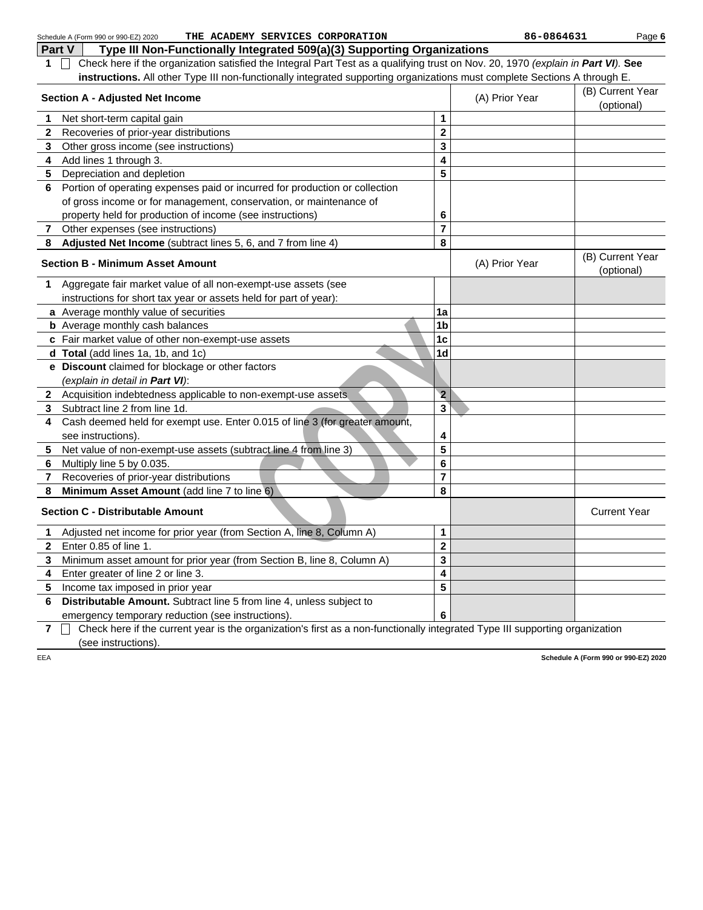Schedule A (Form 990 or 990-EZ) 2020 THE ACADEMY SERVICES CORPORATION 86-0864631

## Part V Type III Non-Functionally Integrated 509(a)(3) Supporting Organizations

**1** ☐ Check here if the organization satisfied the Integral Part Test as a qualifying trust on Nov. 20, 1970 *(explain in **Part VI**).* **See instructions.** All other Type III non-functionally integrated supporting organizations must complete Sections A through E.

| **Section A - Adjusted Net Income** | | (A) Prior Year | (B) Current Year (optional) |
|---|---|---|---|
| **1** Net short-term capital gain | 1 | | |
| **2** Recoveries of prior-year distributions | 2 | | |
| **3** Other gross income (see instructions) | 3 | | |
| **4** Add lines 1 through 3. | 4 | | |
| **5** Depreciation and depletion | 5 | | |
| **6** Portion of operating expenses paid or incurred for production or collection of gross income or for management, conservation, or maintenance of property held for production of income (see instructions) | 6 | | |
| **7** Other expenses (see instructions) | 7 | | |
| **8** **Adjusted Net Income** (subtract lines 5, 6, and 7 from line 4) | 8 | | |

| **Section B - Minimum Asset Amount** | | (A) Prior Year | (B) Current Year (optional) |
|---|---|---|---|
| **1** Aggregate fair market value of all non-exempt-use assets (see instructions for short tax year or assets held for part of year): | | | |
| **a** Average monthly value of securities | 1a | | |
| **b** Average monthly cash balances | 1b | | |
| **c** Fair market value of other non-exempt-use assets | 1c | | |
| **d** **Total** (add lines 1a, 1b, and 1c) | 1d | | |
| **e** **Discount** claimed for blockage or other factors *(explain in detail in **Part VI**)*: | | | |
| **2** Acquisition indebtedness applicable to non-exempt-use assets | 2 | | |
| **3** Subtract line 2 from line 1d. | 3 | | |
| **4** Cash deemed held for exempt use. Enter 0.015 of line 3 (for greater amount, see instructions). | 4 | | |
| **5** Net value of non-exempt-use assets (subtract line 4 from line 3) | 5 | | |
| **6** Multiply line 5 by 0.035. | 6 | | |
| **7** Recoveries of prior-year distributions | 7 | | |
| **8** **Minimum Asset Amount** (add line 7 to line 6) | 8 | | |

| **Section C - Distributable Amount** | | | Current Year |
|---|---|---|---|
| **1** Adjusted net income for prior year (from Section A, line 8, Column A) | 1 | | |
| **2** Enter 0.85 of line 1. | 2 | | |
| **3** Minimum asset amount for prior year (from Section B, line 8, Column A) | 3 | | |
| **4** Enter greater of line 2 or line 3. | 4 | | |
| **5** Income tax imposed in prior year | 5 | | |
| **6** **Distributable Amount.** Subtract line 5 from line 4, unless subject to emergency temporary reduction (see instructions). | 6 | | |

**7** ☐ Check here if the current year is the organization's first as a non-functionally integrated Type III supporting organization (see instructions).

EEA Schedule A (Form 990 or 990-EZ) 2020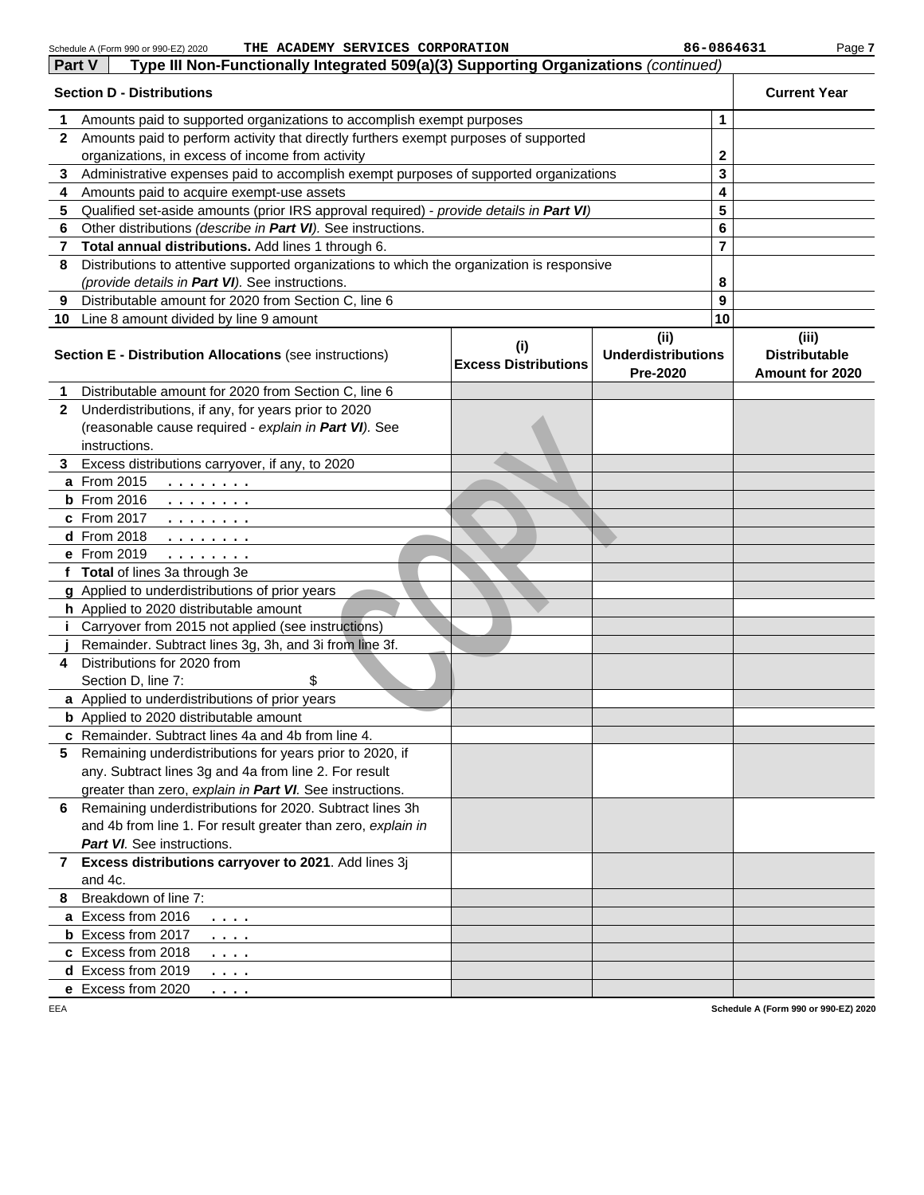Schedule A (Form 990 or 990-EZ) 2020 THE ACADEMY SERVICES CORPORATION 86-0864631

## Part V Type III Non-Functionally Integrated 509(a)(3) Supporting Organizations *(continued)*

| Section D - Distributions | | | Current Year |
|---|---|---|---|
| 1 | Amounts paid to supported organizations to accomplish exempt purposes | 1 | |
| 2 | Amounts paid to perform activity that directly furthers exempt purposes of supported organizations, in excess of income from activity | 2 | |
| 3 | Administrative expenses paid to accomplish exempt purposes of supported organizations | 3 | |
| 4 | Amounts paid to acquire exempt-use assets | 4 | |
| 5 | Qualified set-aside amounts (prior IRS approval required) - *provide details in **Part VI*** | 5 | |
| 6 | Other distributions *(describe in **Part VI**)*. See instructions. | 6 | |
| 7 | **Total annual distributions.** Add lines 1 through 6. | 7 | |
| 8 | Distributions to attentive supported organizations to which the organization is responsive *(provide details in **Part VI**)*. See instructions. | 8 | |
| 9 | Distributable amount for 2020 from Section C, line 6 | 9 | |
| 10 | Line 8 amount divided by line 9 amount | 10 | |

| **Section E - Distribution Allocations** (see instructions) | (i) Excess Distributions | (ii) Underdistributions Pre-2020 | (iii) Distributable Amount for 2020 |
|---|---|---|---|
| **1** Distributable amount for 2020 from Section C, line 6 | | | |
| **2** Underdistributions, if any, for years prior to 2020 (reasonable cause required - *explain in **Part VI***). See instructions. | | | |
| **3** Excess distributions carryover, if any, to 2020 | | | |
| **a** From 2015 | | | |
| **b** From 2016 | | | |
| **c** From 2017 | | | |
| **d** From 2018 | | | |
| **e** From 2019 | | | |
| **f Total** of lines 3a through 3e | | | |
| **g** Applied to underdistributions of prior years | | | |
| **h** Applied to 2020 distributable amount | | | |
| **i** Carryover from 2015 not applied (see instructions) | | | |
| **j** Remainder. Subtract lines 3g, 3h, and 3i from line 3f. | | | |
| **4** Distributions for 2020 from Section D, line 7: $ | | | |
| **a** Applied to underdistributions of prior years | | | |
| **b** Applied to 2020 distributable amount | | | |
| **c** Remainder. Subtract lines 4a and 4b from line 4. | | | |
| **5** Remaining underdistributions for years prior to 2020, if any. Subtract lines 3g and 4a from line 2. For result greater than zero, *explain in **Part VI***. See instructions. | | | |
| **6** Remaining underdistributions for 2020. Subtract lines 3h and 4b from line 1. For result greater than zero, *explain in **Part VI***. See instructions. | | | |
| **7 Excess distributions carryover to 2021**. Add lines 3j and 4c. | | | |
| **8** Breakdown of line 7: | | | |
| **a** Excess from 2016 | | | |
| **b** Excess from 2017 | | | |
| **c** Excess from 2018 | | | |
| **d** Excess from 2019 | | | |
| **e** Excess from 2020 | | | |

Schedule A (Form 990 or 990-EZ) 2020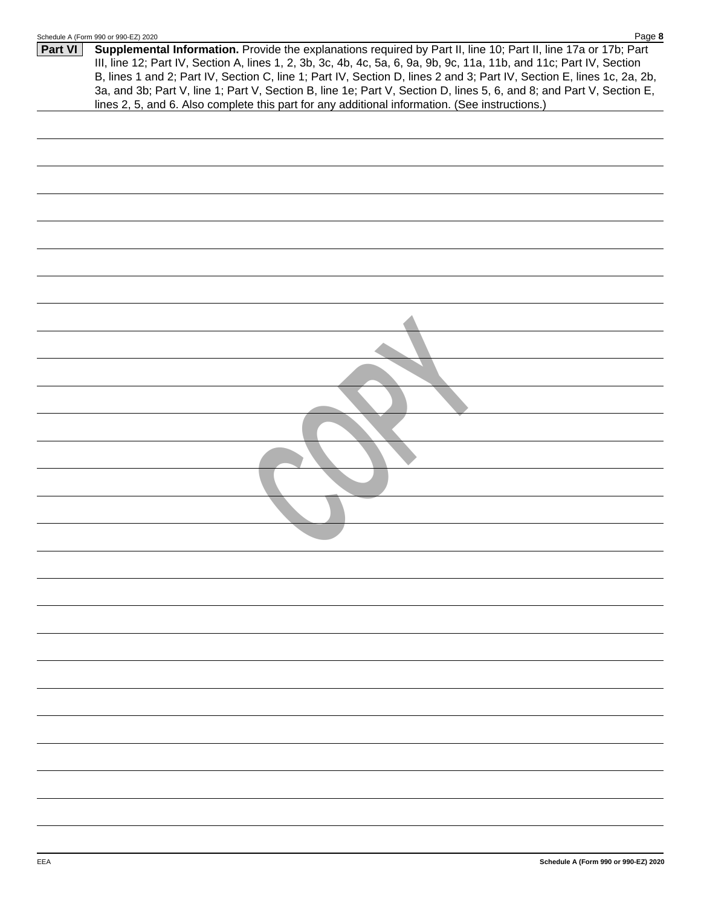**Part VI** **Supplemental Information.** Provide the explanations required by Part II, line 10; Part II, line 17a or 17b; Part III, line 12; Part IV, Section A, lines 1, 2, 3b, 3c, 4b, 4c, 5a, 6, 9a, 9b, 9c, 11a, 11b, and 11c; Part IV, Section B, lines 1 and 2; Part IV, Section C, line 1; Part IV, Section D, lines 2 and 3; Part IV, Section E, lines 1c, 2a, 2b, 3a, and 3b; Part V, line 1; Part V, Section B, line 1e; Part V, Section D, lines 5, 6, and 8; and Part V, Section E, lines 2, 5, and 6. Also complete this part for any additional information. (See instructions.)

COPY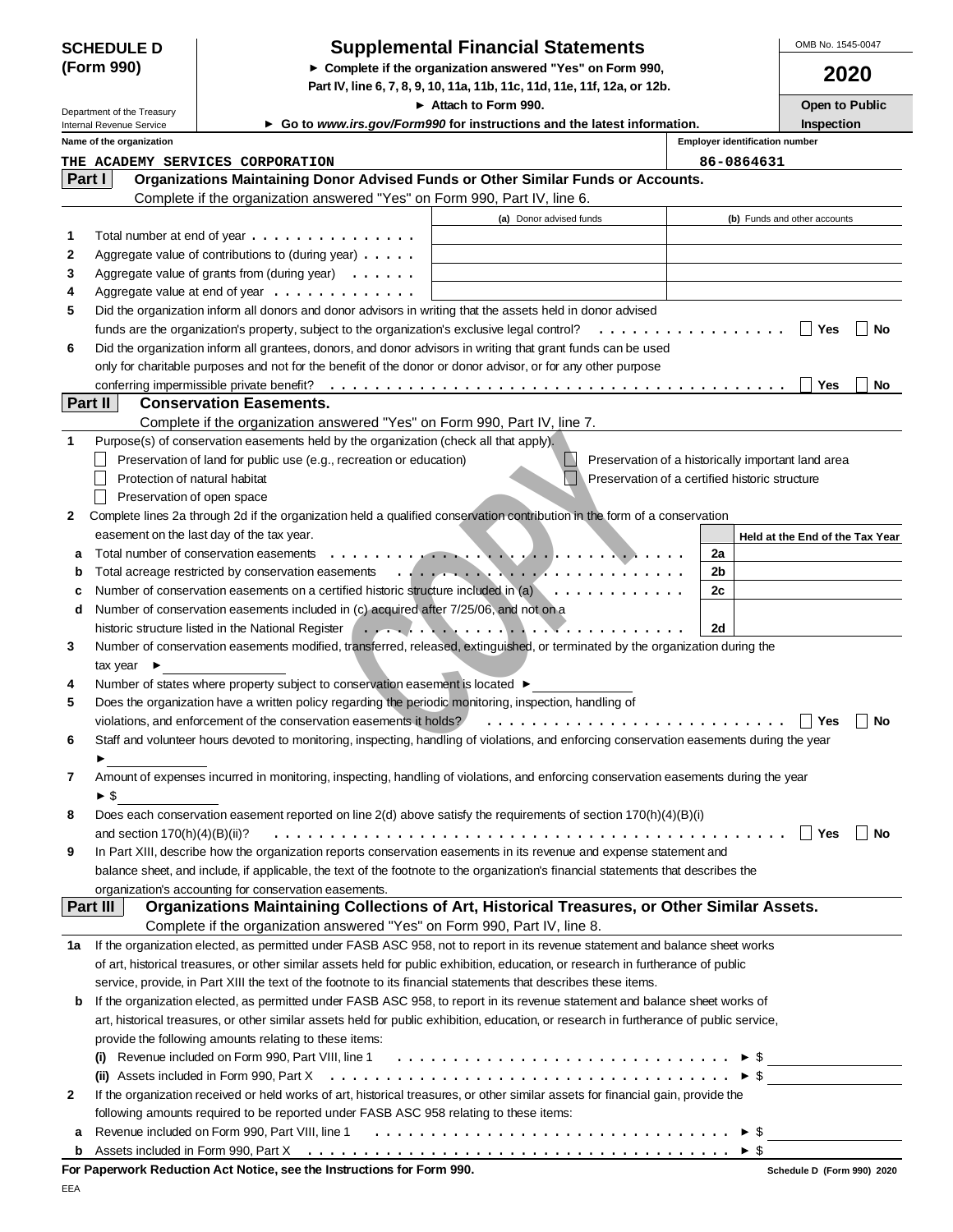**SCHEDULE D (Form 990)**

Department of the Treasury
Internal Revenue Service

# Supplemental Financial Statements

► Complete if the organization answered "Yes" on Form 990, Part IV, line 6, 7, 8, 9, 10, 11a, 11b, 11c, 11d, 11e, 11f, 12a, or 12b.

► Attach to Form 990.

► Go to *www.irs.gov/Form990* for instructions and the latest information.

OMB No. 1545-0047

**2020**

**Open to Public Inspection**

| Name of the organization | Employer identification number |
|---|---|
| THE ACADEMY SERVICES CORPORATION | 86-0864631 |

## Part I Organizations Maintaining Donor Advised Funds or Other Similar Funds or Accounts.

Complete if the organization answered "Yes" on Form 990, Part IV, line 6.

| | | (a) Donor advised funds | (b) Funds and other accounts |
|---|---|---|---|
| 1 | Total number at end of year | | |
| 2 | Aggregate value of contributions to (during year) | | |
| 3 | Aggregate value of grants from (during year) | | |
| 4 | Aggregate value at end of year | | |

5 Did the organization inform all donors and donor advisors in writing that the assets held in donor advised funds are the organization's property, subject to the organization's exclusive legal control? ☐ Yes ☐ No

6 Did the organization inform all grantees, donors, and donor advisors in writing that grant funds can be used only for charitable purposes and not for the benefit of the donor or donor advisor, or for any other purpose conferring impermissible private benefit? ☐ Yes ☐ No

## Part II Conservation Easements.

Complete if the organization answered "Yes" on Form 990, Part IV, line 7.

1 Purpose(s) of conservation easements held by the organization (check all that apply).

- ☐ Preservation of land for public use (e.g., recreation or education)
- ☐ Protection of natural habitat
- ☐ Preservation of open space
- ☐ Preservation of a historically important land area
- ☐ Preservation of a certified historic structure

2 Complete lines 2a through 2d if the organization held a qualified conservation contribution in the form of a conservation easement on the last day of the tax year.

| | | | Held at the End of the Tax Year |
|---|---|---|---|
| a | Total number of conservation easements | 2a | |
| b | Total acreage restricted by conservation easements | 2b | |
| c | Number of conservation easements on a certified historic structure included in (a) | 2c | |
| d | Number of conservation easements included in (c) acquired after 7/25/06, and not on a historic structure listed in the National Register | 2d | |

3 Number of conservation easements modified, transferred, released, extinguished, or terminated by the organization during the tax year ► \_\_\_\_\_\_\_\_

4 Number of states where property subject to conservation easement is located ► \_\_\_\_\_\_\_\_

5 Does the organization have a written policy regarding the periodic monitoring, inspection, handling of violations, and enforcement of the conservation easements it holds? ☐ Yes ☐ No

6 Staff and volunteer hours devoted to monitoring, inspecting, handling of violations, and enforcing conservation easements during the year ► \_\_\_\_\_\_\_\_

7 Amount of expenses incurred in monitoring, inspecting, handling of violations, and enforcing conservation easements during the year ► $ \_\_\_\_\_\_\_\_

8 Does each conservation easement reported on line 2(d) above satisfy the requirements of section 170(h)(4)(B)(i) and section 170(h)(4)(B)(ii)? ☐ Yes ☐ No

9 In Part XIII, describe how the organization reports conservation easements in its revenue and expense statement and balance sheet, and include, if applicable, the text of the footnote to the organization's financial statements that describes the organization's accounting for conservation easements.

## Part III Organizations Maintaining Collections of Art, Historical Treasures, or Other Similar Assets.

Complete if the organization answered "Yes" on Form 990, Part IV, line 8.

1a If the organization elected, as permitted under FASB ASC 958, not to report in its revenue statement and balance sheet works of art, historical treasures, or other similar assets held for public exhibition, education, or research in furtherance of public service, provide, in Part XIII the text of the footnote to its financial statements that describes these items.

b If the organization elected, as permitted under FASB ASC 958, to report in its revenue statement and balance sheet works of art, historical treasures, or other similar assets held for public exhibition, education, or research in furtherance of public service, provide the following amounts relating to these items:

(i) Revenue included on Form 990, Part VIII, line 1 ► $ \_\_\_\_\_\_\_\_

(ii) Assets included in Form 990, Part X ► $ \_\_\_\_\_\_\_\_

2 If the organization received or held works of art, historical treasures, or other similar assets for financial gain, provide the following amounts required to be reported under FASB ASC 958 relating to these items:

a Revenue included on Form 990, Part VIII, line 1 ► $ \_\_\_\_\_\_\_\_

b Assets included in Form 990, Part X ► $ \_\_\_\_\_\_\_\_

**For Paperwork Reduction Act Notice, see the Instructions for Form 990.** Schedule D (Form 990) 2020

EEA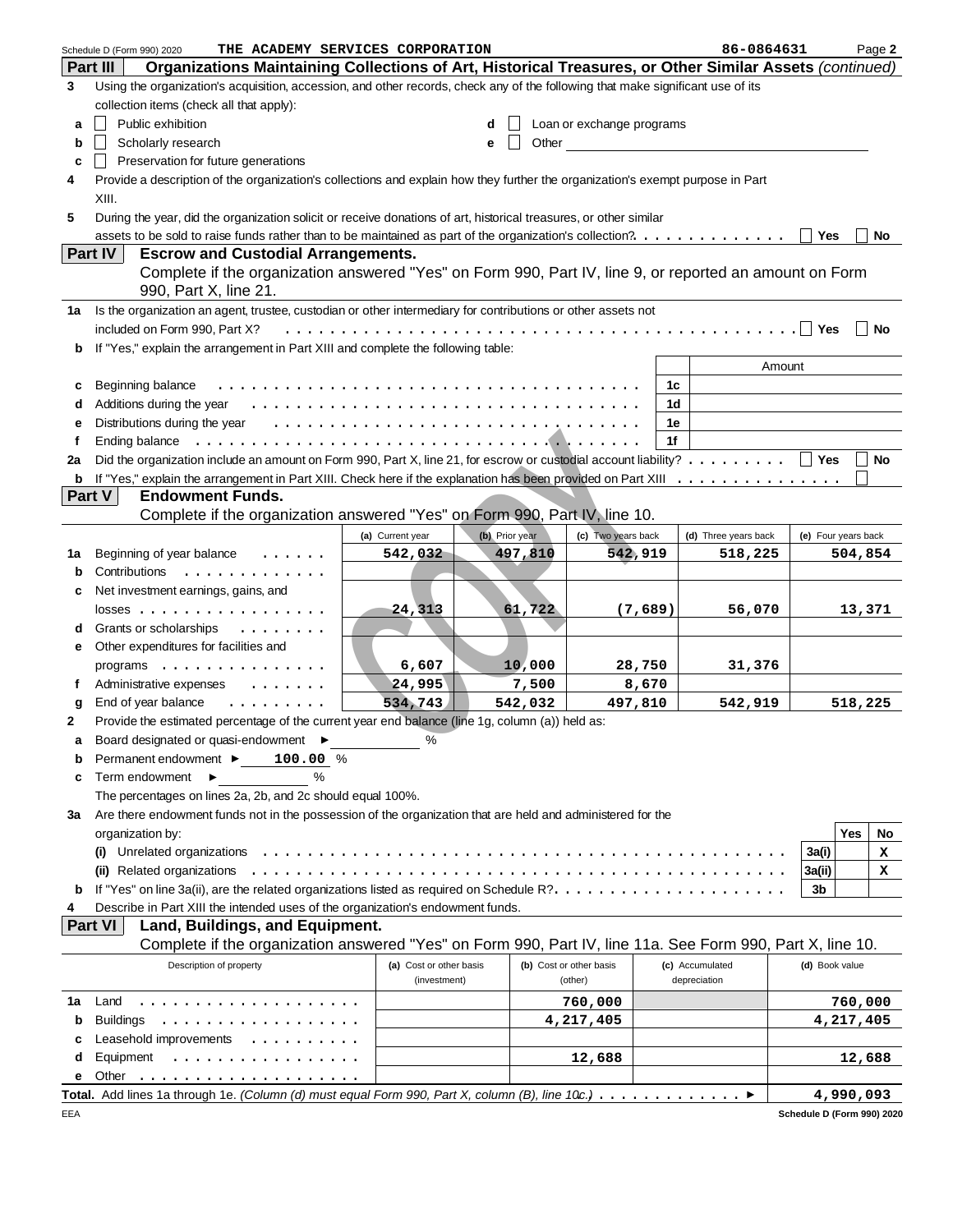Schedule D (Form 990) 2020 THE ACADEMY SERVICES CORPORATION 86-0864631 Page **2**

**Part III Organizations Maintaining Collections of Art, Historical Treasures, or Other Similar Assets** *(continued)*

**3** Using the organization's acquisition, accession, and other records, check any of the following that make significant use of its collection items (check all that apply):

- **a** ☐ Public exhibition
- **b** ☐ Scholarly research
- **c** ☐ Preservation for future generations
- **d** ☐ Loan or exchange programs
- **e** ☐ Other

**4** Provide a description of the organization's collections and explain how they further the organization's exempt purpose in Part XIII.

**5** During the year, did the organization solicit or receive donations of art, historical treasures, or other similar assets to be sold to raise funds rather than to be maintained as part of the organization's collection? ☐ Yes ☐ No

**Part IV Escrow and Custodial Arrangements.**
Complete if the organization answered "Yes" on Form 990, Part IV, line 9, or reported an amount on Form 990, Part X, line 21.

**1a** Is the organization an agent, trustee, custodian or other intermediary for contributions or other assets not included on Form 990, Part X? ☐ Yes ☐ No

**b** If "Yes," explain the arrangement in Part XIII and complete the following table:

| | | | Amount |
|---|---|---|---|
| **c** | Beginning balance | 1c | |
| **d** | Additions during the year | 1d | |
| **e** | Distributions during the year | 1e | |
| **f** | Ending balance | 1f | |

**2a** Did the organization include an amount on Form 990, Part X, line 21, for escrow or custodial account liability? ☐ Yes ☐ No

**b** If "Yes," explain the arrangement in Part XIII. Check here if the explanation has been provided on Part XIII ☐

**Part V Endowment Funds.**
Complete if the organization answered "Yes" on Form 990, Part IV, line 10.

| | | (a) Current year | (b) Prior year | (c) Two years back | (d) Three years back | (e) Four years back |
|---|---|---|---|---|---|---|
| **1a** | Beginning of year balance | 542,032 | 497,810 | 542,919 | 518,225 | 504,854 |
| **b** | Contributions | | | | | |
| **c** | Net investment earnings, gains, and losses | 24,313 | 61,722 | (7,689) | 56,070 | 13,371 |
| **d** | Grants or scholarships | | | | | |
| **e** | Other expenditures for facilities and programs | 6,607 | 10,000 | 28,750 | 31,376 | |
| **f** | Administrative expenses | 24,995 | 7,500 | 8,670 | | |
| **g** | End of year balance | 534,743 | 542,032 | 497,810 | 542,919 | 518,225 |

**2** Provide the estimated percentage of the current year end balance (line 1g, column (a)) held as:

- **a** Board designated or quasi-endowment ► ______ %
- **b** Permanent endowment ► 100.00 %
- **c** Term endowment ► ______ %

The percentages on lines 2a, 2b, and 2c should equal 100%.

**3a** Are there endowment funds not in the possession of the organization that are held and administered for the organization by:

| | | | Yes | No |
|---|---|---|---|---|
| (i) | Unrelated organizations | 3a(i) | | X |
| (ii) | Related organizations | 3a(ii) | | X |
| **b** | If "Yes" on line 3a(ii), are the related organizations listed as required on Schedule R? | 3b | | |

**4** Describe in Part XIII the intended uses of the organization's endowment funds.

**Part VI Land, Buildings, and Equipment.**
Complete if the organization answered "Yes" on Form 990, Part IV, line 11a. See Form 990, Part X, line 10.

| | Description of property | (a) Cost or other basis (investment) | (b) Cost or other basis (other) | (c) Accumulated depreciation | (d) Book value |
|---|---|---|---|---|---|
| **1a** | Land | | 760,000 | | 760,000 |
| **b** | Buildings | | 4,217,405 | | 4,217,405 |
| **c** | Leasehold improvements | | | | |
| **d** | Equipment | | 12,688 | | 12,688 |
| **e** | Other | | | | |

**Total.** Add lines 1a through 1e. *(Column (d) must equal Form 990, Part X, column (B), line 10c.)* ► 4,990,093

EEA Schedule D (Form 990) 2020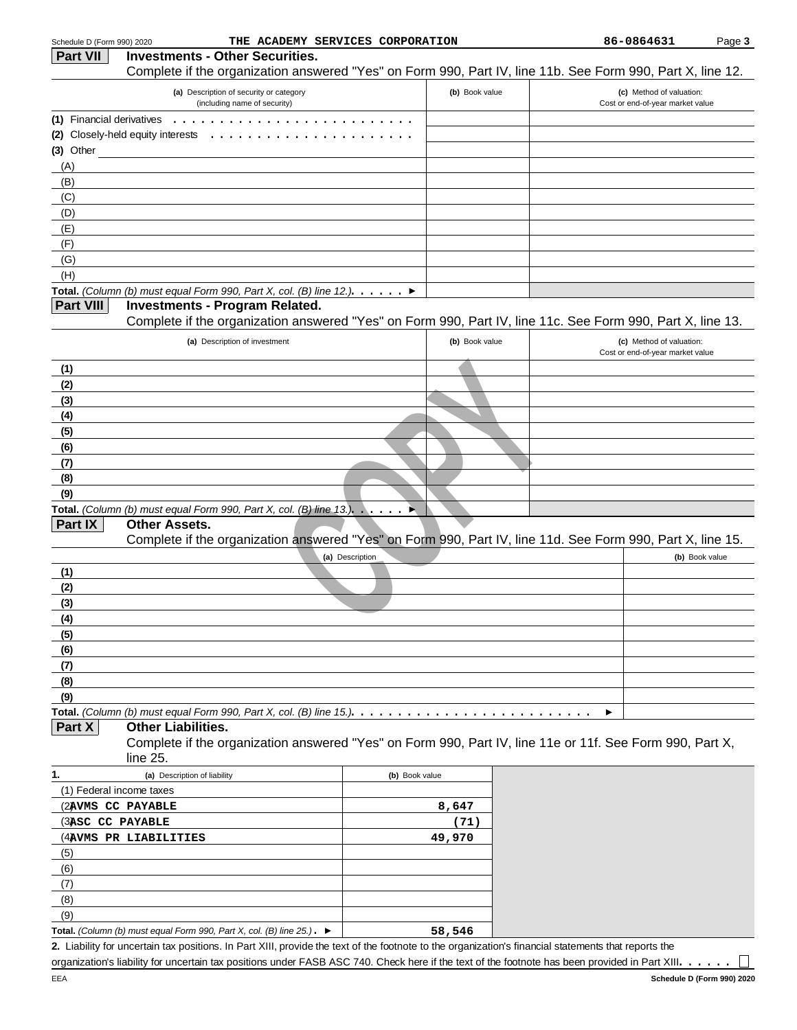Schedule D (Form 990) 2020 THE ACADEMY SERVICES CORPORATION 86-0864631 Page 3

## Part VII Investments - Other Securities.

Complete if the organization answered "Yes" on Form 990, Part IV, line 11b. See Form 990, Part X, line 12.

| (a) Description of security or category (including name of security) | (b) Book value | (c) Method of valuation: Cost or end-of-year market value |
|---|---|---|
| (1) Financial derivatives | | |
| (2) Closely-held equity interests | | |
| (3) Other | | |
| (A) | | |
| (B) | | |
| (C) | | |
| (D) | | |
| (E) | | |
| (F) | | |
| (G) | | |
| (H) | | |
| **Total.** *(Column (b) must equal Form 990, Part X, col. (B) line 12.)* ► | | |

## Part VIII Investments - Program Related.

Complete if the organization answered "Yes" on Form 990, Part IV, line 11c. See Form 990, Part X, line 13.

| (a) Description of investment | (b) Book value | (c) Method of valuation: Cost or end-of-year market value |
|---|---|---|
| (1) | | |
| (2) | | |
| (3) | | |
| (4) | | |
| (5) | | |
| (6) | | |
| (7) | | |
| (8) | | |
| (9) | | |
| **Total.** *(Column (b) must equal Form 990, Part X, col. (B) line 13.)* ► | | |

## Part IX Other Assets.

Complete if the organization answered "Yes" on Form 990, Part IV, line 11d. See Form 990, Part X, line 15.

| (a) Description | (b) Book value |
|---|---|
| (1) | |
| (2) | |
| (3) | |
| (4) | |
| (5) | |
| (6) | |
| (7) | |
| (8) | |
| (9) | |
| **Total.** *(Column (b) must equal Form 990, Part X, col. (B) line 15.)* ► | |

## Part X Other Liabilities.

Complete if the organization answered "Yes" on Form 990, Part IV, line 11e or 11f. See Form 990, Part X, line 25.

| 1. (a) Description of liability | (b) Book value |
|---|---|
| (1) Federal income taxes | |
| (2) AVMS CC PAYABLE | 8,647 |
| (3) ASC CC PAYABLE | (71) |
| (4) AVMS PR LIABILITIES | 49,970 |
| (5) | |
| (6) | |
| (7) | |
| (8) | |
| (9) | |
| **Total.** *(Column (b) must equal Form 990, Part X, col. (B) line 25.)* ► | 58,546 |

**2.** Liability for uncertain tax positions. In Part XIII, provide the text of the footnote to the organization's financial statements that reports the organization's liability for uncertain tax positions under FASB ASC 740. Check here if the text of the footnote has been provided in Part XIII. ☐

EEA **Schedule D (Form 990) 2020**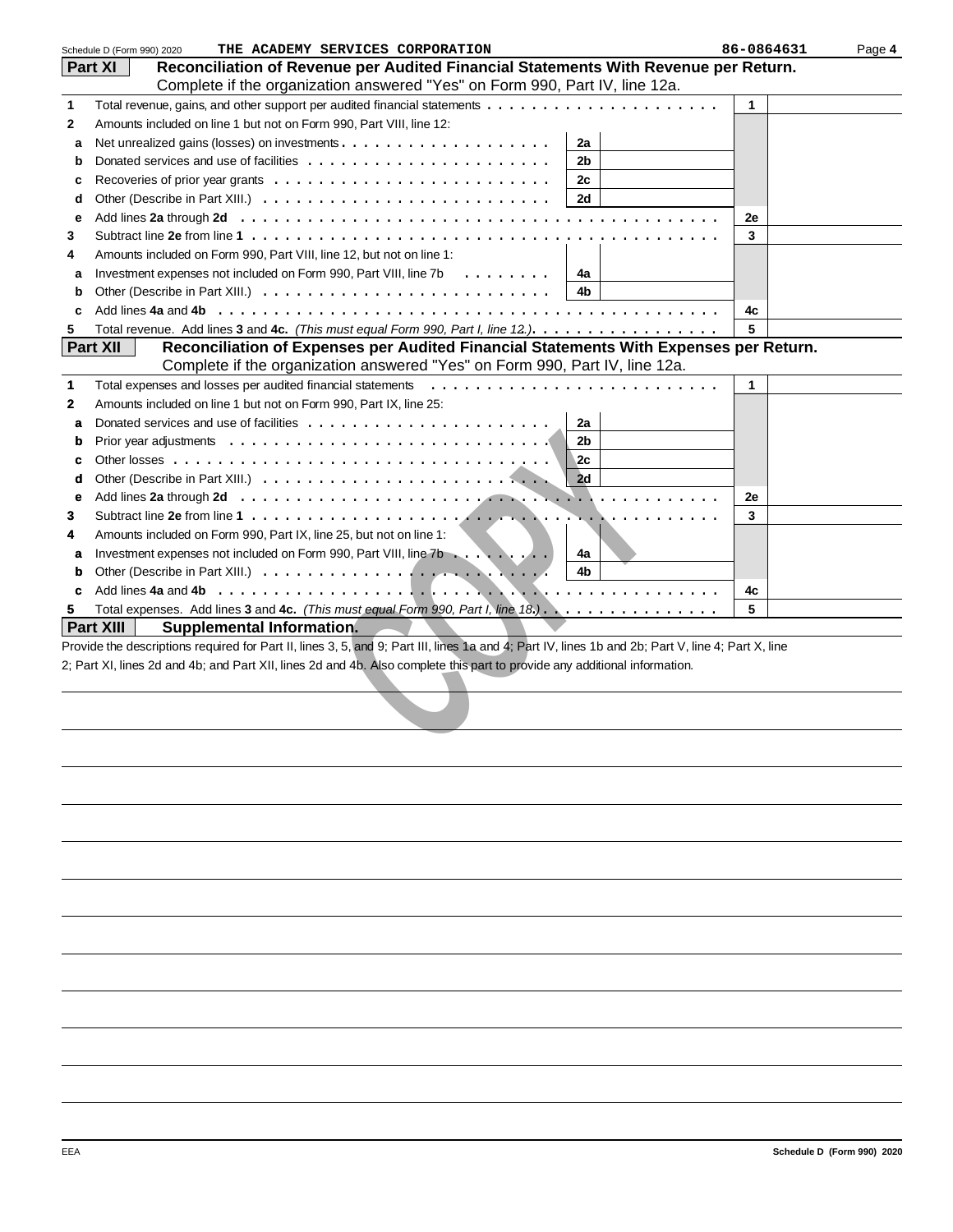Schedule D (Form 990) 2020 THE ACADEMY SERVICES CORPORATION 86-0864631 Page **4**

## Part XI Reconciliation of Revenue per Audited Financial Statements With Revenue per Return.

Complete if the organization answered "Yes" on Form 990, Part IV, line 12a.

| | | | | | |
|---|---|---|---|---|---|
| **1** | Total revenue, gains, and other support per audited financial statements | | | 1 | |
| **2** | Amounts included on line 1 but not on Form 990, Part VIII, line 12: | | | | |
| **a** | Net unrealized gains (losses) on investments | 2a | | | |
| **b** | Donated services and use of facilities | 2b | | | |
| **c** | Recoveries of prior year grants | 2c | | | |
| **d** | Other (Describe in Part XIII.) | 2d | | | |
| **e** | Add lines **2a** through **2d** | | | 2e | |
| **3** | Subtract line **2e** from line **1** | | | 3 | |
| **4** | Amounts included on Form 990, Part VIII, line 12, but not on line 1: | | | | |
| **a** | Investment expenses not included on Form 990, Part VIII, line 7b | 4a | | | |
| **b** | Other (Describe in Part XIII.) | 4b | | | |
| **c** | Add lines **4a** and **4b** | | | 4c | |
| **5** | Total revenue. Add lines **3** and **4c.** *(This must equal Form 990, Part I, line 12.)* | | | 5 | |

## Part XII Reconciliation of Expenses per Audited Financial Statements With Expenses per Return.

Complete if the organization answered "Yes" on Form 990, Part IV, line 12a.

| | | | | | |
|---|---|---|---|---|---|
| **1** | Total expenses and losses per audited financial statements | | | 1 | |
| **2** | Amounts included on line 1 but not on Form 990, Part IX, line 25: | | | | |
| **a** | Donated services and use of facilities | 2a | | | |
| **b** | Prior year adjustments | 2b | | | |
| **c** | Other losses | 2c | | | |
| **d** | Other (Describe in Part XIII.) | 2d | | | |
| **e** | Add lines **2a** through **2d** | | | 2e | |
| **3** | Subtract line **2e** from line **1** | | | 3 | |
| **4** | Amounts included on Form 990, Part IX, line 25, but not on line 1: | | | | |
| **a** | Investment expenses not included on Form 990, Part VIII, line 7b | 4a | | | |
| **b** | Other (Describe in Part XIII.) | 4b | | | |
| **c** | Add lines **4a** and **4b** | | | 4c | |
| **5** | Total expenses. Add lines **3** and **4c.** *(This must equal Form 990, Part I, line 18.)* | | | 5 | |

## Part XIII Supplemental Information.

Provide the descriptions required for Part II, lines 3, 5, and 9; Part III, lines 1a and 4; Part IV, lines 1b and 2b; Part V, line 4; Part X, line 2; Part XI, lines 2d and 4b; and Part XII, lines 2d and 4b. Also complete this part to provide any additional information.

COPY

EEA Schedule D (Form 990) 2020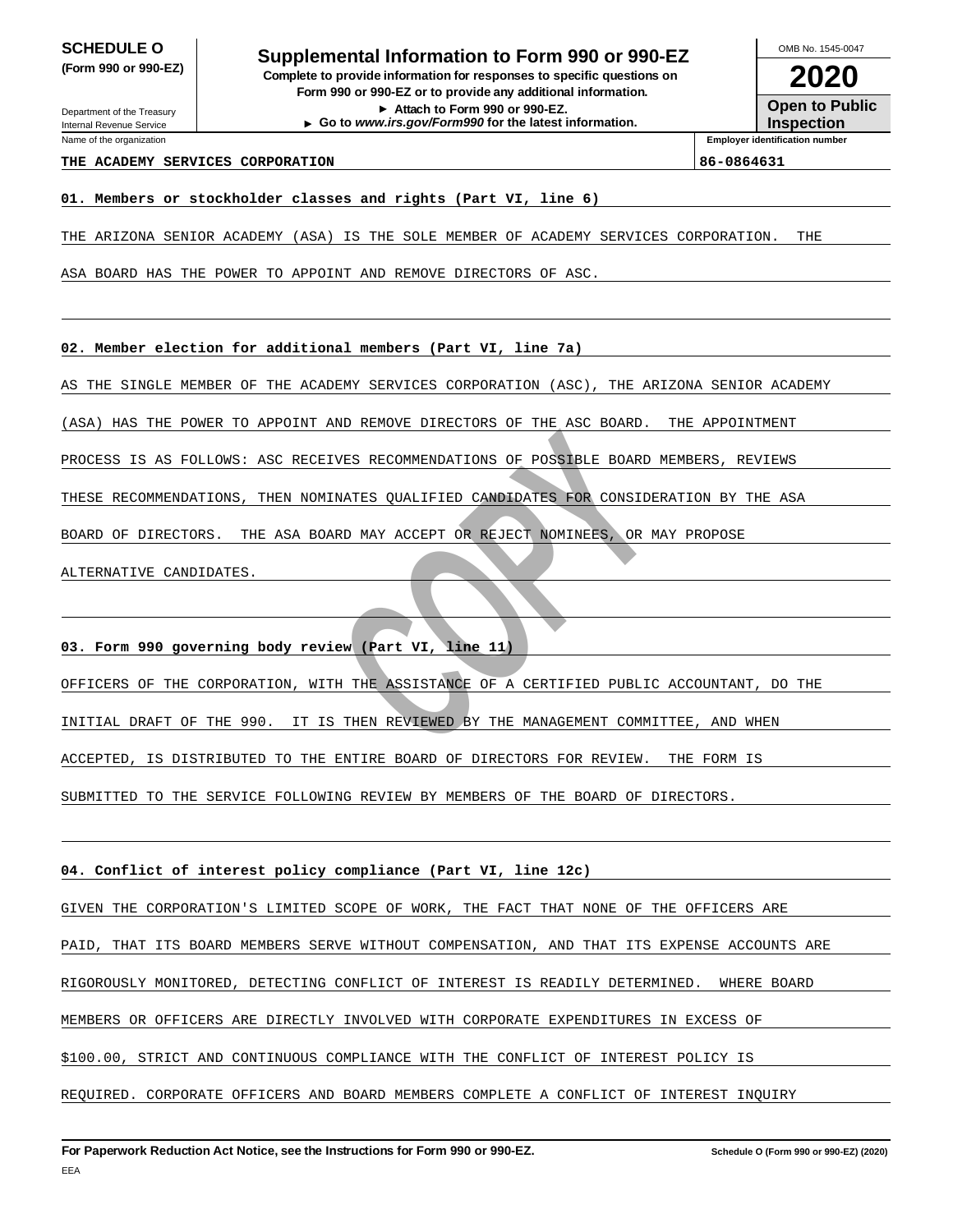**SCHEDULE O (Form 990 or 990-EZ)**

Department of the Treasury
Internal Revenue Service

# Supplemental Information to Form 990 or 990-EZ

**Complete to provide information for responses to specific questions on Form 990 or 990-EZ or to provide any additional information.**
**► Attach to Form 990 or 990-EZ.**
**► Go to *www.irs.gov/Form990* for the latest information.**

OMB No. 1545-0047

**2020**

**Open to Public Inspection**

| Name of the organization | Employer identification number |
|---|---|
| **THE ACADEMY SERVICES CORPORATION** | **86-0864631** |

**01. Members or stockholder classes and rights (Part VI, line 6)**

THE ARIZONA SENIOR ACADEMY (ASA) IS THE SOLE MEMBER OF ACADEMY SERVICES CORPORATION. THE ASA BOARD HAS THE POWER TO APPOINT AND REMOVE DIRECTORS OF ASC.

**02. Member election for additional members (Part VI, line 7a)**

AS THE SINGLE MEMBER OF THE ACADEMY SERVICES CORPORATION (ASC), THE ARIZONA SENIOR ACADEMY (ASA) HAS THE POWER TO APPOINT AND REMOVE DIRECTORS OF THE ASC BOARD. THE APPOINTMENT PROCESS IS AS FOLLOWS: ASC RECEIVES RECOMMENDATIONS OF POSSIBLE BOARD MEMBERS, REVIEWS THESE RECOMMENDATIONS, THEN NOMINATES QUALIFIED CANDIDATES FOR CONSIDERATION BY THE ASA BOARD OF DIRECTORS. THE ASA BOARD MAY ACCEPT OR REJECT NOMINEES, OR MAY PROPOSE ALTERNATIVE CANDIDATES.

**03. Form 990 governing body review (Part VI, line 11)**

OFFICERS OF THE CORPORATION, WITH THE ASSISTANCE OF A CERTIFIED PUBLIC ACCOUNTANT, DO THE INITIAL DRAFT OF THE 990. IT IS THEN REVIEWED BY THE MANAGEMENT COMMITTEE, AND WHEN ACCEPTED, IS DISTRIBUTED TO THE ENTIRE BOARD OF DIRECTORS FOR REVIEW. THE FORM IS SUBMITTED TO THE SERVICE FOLLOWING REVIEW BY MEMBERS OF THE BOARD OF DIRECTORS.

**04. Conflict of interest policy compliance (Part VI, line 12c)**

GIVEN THE CORPORATION'S LIMITED SCOPE OF WORK, THE FACT THAT NONE OF THE OFFICERS ARE PAID, THAT ITS BOARD MEMBERS SERVE WITHOUT COMPENSATION, AND THAT ITS EXPENSE ACCOUNTS ARE RIGOROUSLY MONITORED, DETECTING CONFLICT OF INTEREST IS READILY DETERMINED. WHERE BOARD MEMBERS OR OFFICERS ARE DIRECTLY INVOLVED WITH CORPORATE EXPENDITURES IN EXCESS OF $100.00, STRICT AND CONTINUOUS COMPLIANCE WITH THE CONFLICT OF INTEREST POLICY IS REQUIRED. CORPORATE OFFICERS AND BOARD MEMBERS COMPLETE A CONFLICT OF INTEREST INQUIRY

**For Paperwork Reduction Act Notice, see the Instructions for Form 990 or 990-EZ.** Schedule O (Form 990 or 990-EZ) (2020)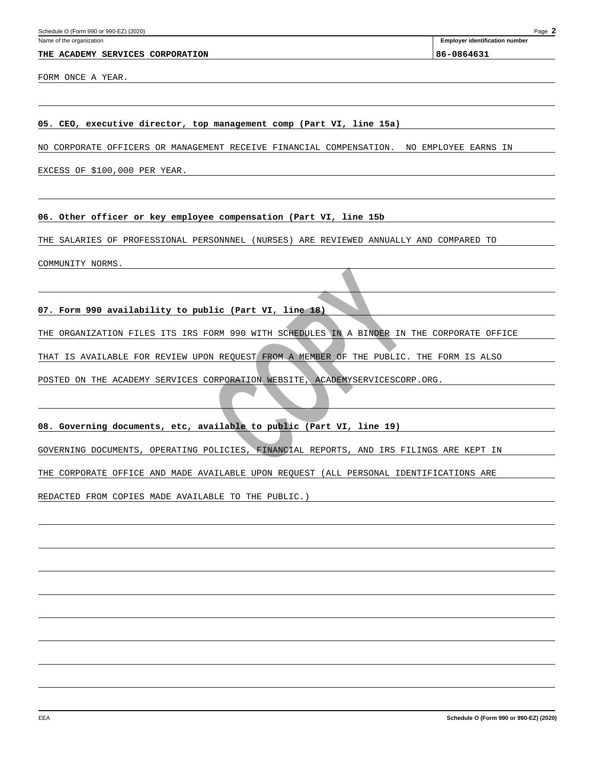Name of the organization: THE ACADEMY SERVICES CORPORATION

Employer identification number: 86-0864631

FORM ONCE A YEAR.

**05. CEO, executive director, top management comp (Part VI, line 15a)**

NO CORPORATE OFFICERS OR MANAGEMENT RECEIVE FINANCIAL COMPENSATION. NO EMPLOYEE EARNS IN EXCESS OF $100,000 PER YEAR.

**06. Other officer or key employee compensation (Part VI, line 15b**

THE SALARIES OF PROFESSIONAL PERSONNNEL (NURSES) ARE REVIEWED ANNUALLY AND COMPARED TO COMMUNITY NORMS.

**07. Form 990 availability to public (Part VI, line 18)**

THE ORGANIZATION FILES ITS IRS FORM 990 WITH SCHEDULES IN A BINDER IN THE CORPORATE OFFICE THAT IS AVAILABLE FOR REVIEW UPON REQUEST FROM A MEMBER OF THE PUBLIC. THE FORM IS ALSO POSTED ON THE ACADEMY SERVICES CORPORATION WEBSITE, ACADEMYSERVICESCORP.ORG.

**08. Governing documents, etc, available to public (Part VI, line 19)**

GOVERNING DOCUMENTS, OPERATING POLICIES, FINANCIAL REPORTS, AND IRS FILINGS ARE KEPT IN THE CORPORATE OFFICE AND MADE AVAILABLE UPON REQUEST (ALL PERSONAL IDENTIFICATIONS ARE REDACTED FROM COPIES MADE AVAILABLE TO THE PUBLIC.)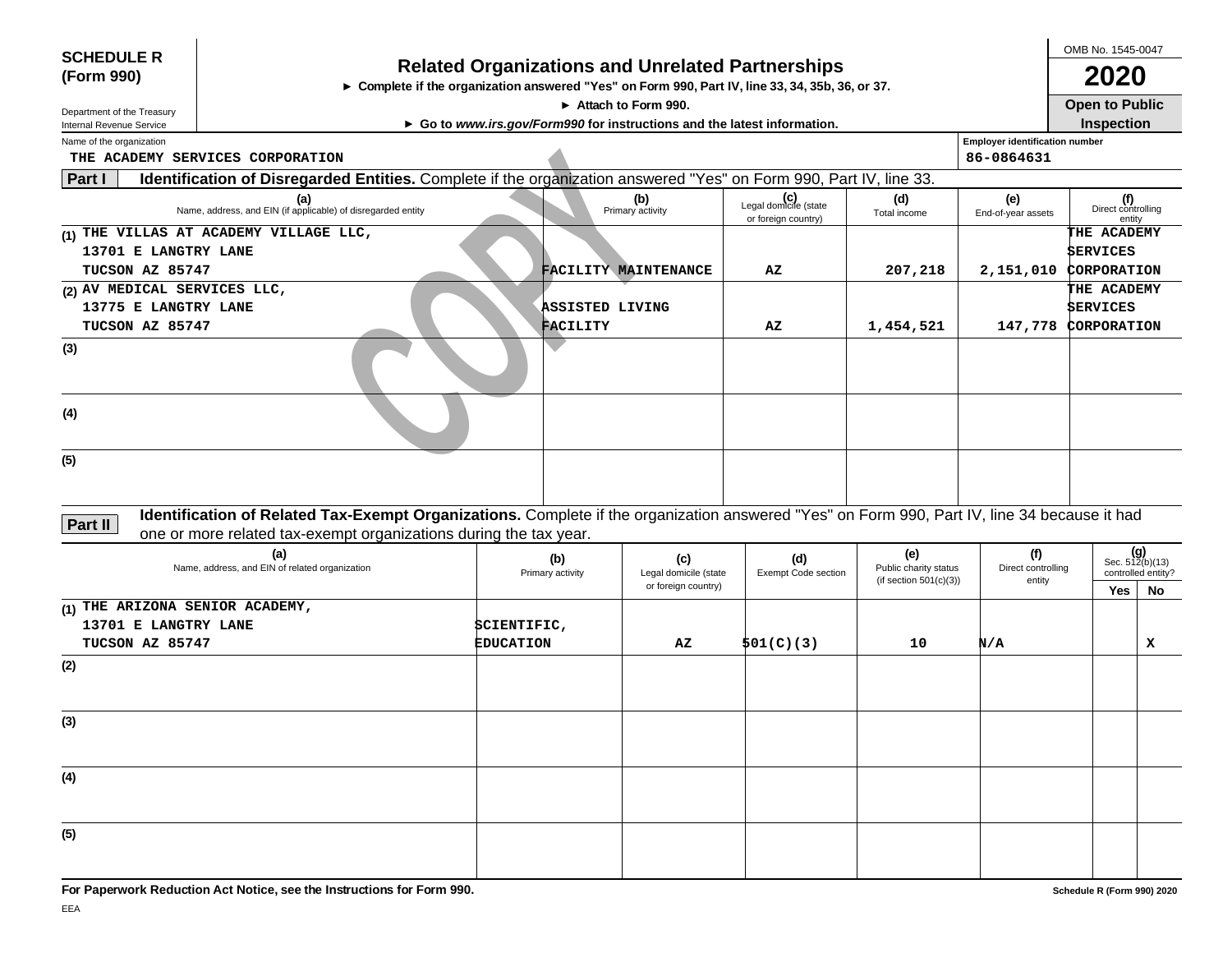**SCHEDULE R (Form 990)**

Department of the Treasury
Internal Revenue Service

# Related Organizations and Unrelated Partnerships

► Complete if the organization answered "Yes" on Form 990, Part IV, line 33, 34, 35b, 36, or 37.
► Attach to Form 990.
► Go to *www.irs.gov/Form990* for instructions and the latest information.

OMB No. 1545-0047

**2020**

**Open to Public Inspection**

Name of the organization: THE ACADEMY SERVICES CORPORATION

Employer identification number: 86-0864631

**Part I** **Identification of Disregarded Entities.** Complete if the organization answered "Yes" on Form 990, Part IV, line 33.

| | (a) Name, address, and EIN (if applicable) of disregarded entity | (b) Primary activity | (c) Legal domicile (state or foreign country) | (d) Total income | (e) End-of-year assets | (f) Direct controlling entity |
|---|---|---|---|---|---|---|
| (1) | THE VILLAS AT ACADEMY VILLAGE LLC, 13701 E LANGTRY LANE TUCSON AZ 85747 | FACILITY MAINTENANCE | AZ | 207,218 | 2,151,010 | THE ACADEMY SERVICES CORPORATION |
| (2) | AV MEDICAL SERVICES LLC, 13775 E LANGTRY LANE TUCSON AZ 85747 | ASSISTED LIVING FACILITY | AZ | 1,454,521 | 147,778 | THE ACADEMY SERVICES CORPORATION |
| (3) | | | | | | |
| (4) | | | | | | |
| (5) | | | | | | |

**Part II** **Identification of Related Tax-Exempt Organizations.** Complete if the organization answered "Yes" on Form 990, Part IV, line 34 because it had one or more related tax-exempt organizations during the tax year.

| | (a) Name, address, and EIN of related organization | (b) Primary activity | (c) Legal domicile (state or foreign country) | (d) Exempt Code section | (e) Public charity status (if section 501(c)(3)) | (f) Direct controlling entity | (g) Sec. 512(b)(13) controlled entity? Yes | No |
|---|---|---|---|---|---|---|---|---|
| (1) | THE ARIZONA SENIOR ACADEMY, 13701 E LANGTRY LANE TUCSON AZ 85747 | SCIENTIFIC, EDUCATION | AZ | 501(C)(3) | 10 | N/A | | X |
| (2) | | | | | | | | |
| (3) | | | | | | | | |
| (4) | | | | | | | | |
| (5) | | | | | | | | |

**For Paperwork Reduction Act Notice, see the Instructions for Form 990.**

Schedule R (Form 990) 2020

EEA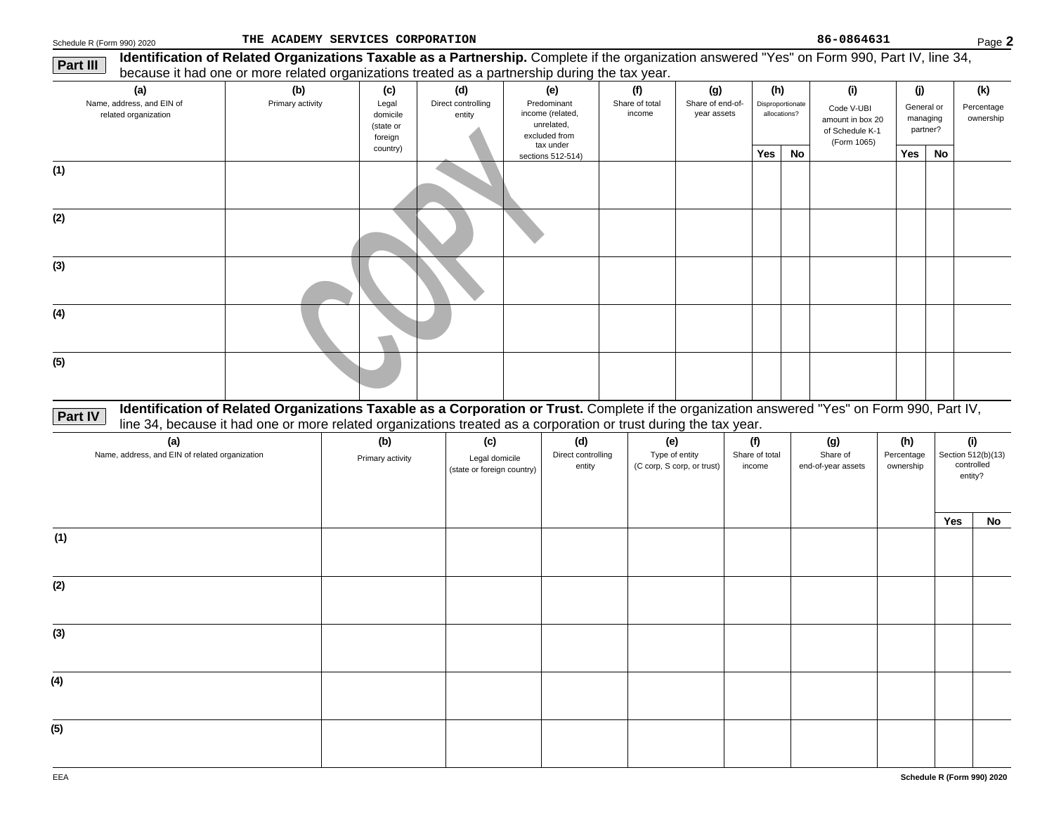Schedule R (Form 990) 2020 THE ACADEMY SERVICES CORPORATION 86-0864631 Page **2**

**Part III** **Identification of Related Organizations Taxable as a Partnership.** Complete if the organization answered "Yes" on Form 990, Part IV, line 34, because it had one or more related organizations treated as a partnership during the tax year.

| (a) Name, address, and EIN of related organization | (b) Primary activity | (c) Legal domicile (state or foreign country) | (d) Direct controlling entity | (e) Predominant income (related, unrelated, excluded from tax under sections 512-514) | (f) Share of total income | (g) Share of end-of-year assets | (h) Disproportionate allocations? | | (i) Code V-UBI amount in box 20 of Schedule K-1 (Form 1065) | (j) General or managing partner? | | (k) Percentage ownership |
|---|---|---|---|---|---|---|---|---|---|---|---|---|
| | | | | | | | Yes | No | | Yes | No | |
| (1) | | | | | | | | | | | | |
| (2) | | | | | | | | | | | | |
| (3) | | | | | | | | | | | | |
| (4) | | | | | | | | | | | | |
| (5) | | | | | | | | | | | | |

**Part IV** **Identification of Related Organizations Taxable as a Corporation or Trust.** Complete if the organization answered "Yes" on Form 990, Part IV, line 34, because it had one or more related organizations treated as a corporation or trust during the tax year.

| (a) Name, address, and EIN of related organization | (b) Primary activity | (c) Legal domicile (state or foreign country) | (d) Direct controlling entity | (e) Type of entity (C corp, S corp, or trust) | (f) Share of total income | (g) Share of end-of-year assets | (h) Percentage ownership | (i) Section 512(b)(13) controlled entity? | |
|---|---|---|---|---|---|---|---|---|---|
| | | | | | | | | Yes | No |
| (1) | | | | | | | | | |
| (2) | | | | | | | | | |
| (3) | | | | | | | | | |
| (4) | | | | | | | | | |
| (5) | | | | | | | | | |

EEA Schedule R (Form 990) 2020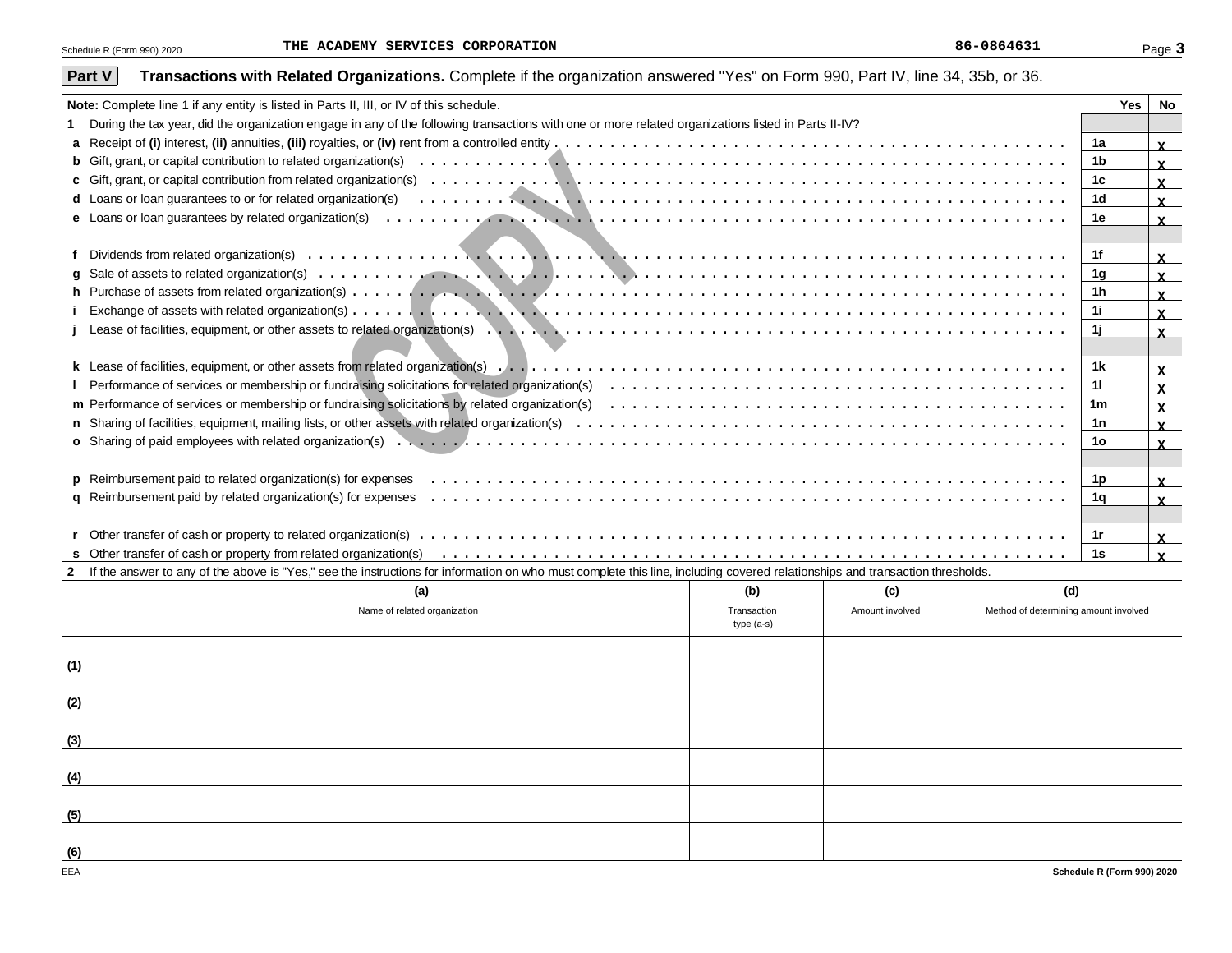Schedule R (Form 990) 2020 THE ACADEMY SERVICES CORPORATION 86-0864631

## Part V Transactions with Related Organizations. Complete if the organization answered "Yes" on Form 990, Part IV, line 34, 35b, or 36.

| **Note:** Complete line 1 if any entity is listed in Parts II, III, or IV of this schedule. | | Yes | No |
|---|---|---|---|
| **1** During the tax year, did the organization engage in any of the following transactions with one or more related organizations listed in Parts II-IV? | | | |
| **a** Receipt of **(i)** interest, **(ii)** annuities, **(iii)** royalties, or **(iv)** rent from a controlled entity | 1a | | X |
| **b** Gift, grant, or capital contribution to related organization(s) | 1b | | X |
| **c** Gift, grant, or capital contribution from related organization(s) | 1c | | X |
| **d** Loans or loan guarantees to or for related organization(s) | 1d | | X |
| **e** Loans or loan guarantees by related organization(s) | 1e | | X |
| **f** Dividends from related organization(s) | 1f | | X |
| **g** Sale of assets to related organization(s) | 1g | | X |
| **h** Purchase of assets from related organization(s) | 1h | | X |
| **i** Exchange of assets with related organization(s) | 1i | | X |
| **j** Lease of facilities, equipment, or other assets to related organization(s) | 1j | | X |
| **k** Lease of facilities, equipment, or other assets from related organization(s) | 1k | | X |
| **l** Performance of services or membership or fundraising solicitations for related organization(s) | 1l | | X |
| **m** Performance of services or membership or fundraising solicitations by related organization(s) | 1m | | X |
| **n** Sharing of facilities, equipment, mailing lists, or other assets with related organization(s) | 1n | | X |
| **o** Sharing of paid employees with related organization(s) | 1o | | X |
| **p** Reimbursement paid to related organization(s) for expenses | 1p | | X |
| **q** Reimbursement paid by related organization(s) for expenses | 1q | | X |
| **r** Other transfer of cash or property to related organization(s) | 1r | | X |
| **s** Other transfer of cash or property from related organization(s) | 1s | | X |

**2** If the answer to any of the above is "Yes," see the instructions for information on who must complete this line, including covered relationships and transaction thresholds.

| | (a) Name of related organization | (b) Transaction type (a-s) | (c) Amount involved | (d) Method of determining amount involved |
|---|---|---|---|---|
| (1) | | | | |
| (2) | | | | |
| (3) | | | | |
| (4) | | | | |
| (5) | | | | |
| (6) | | | | |

EEA Schedule R (Form 990) 2020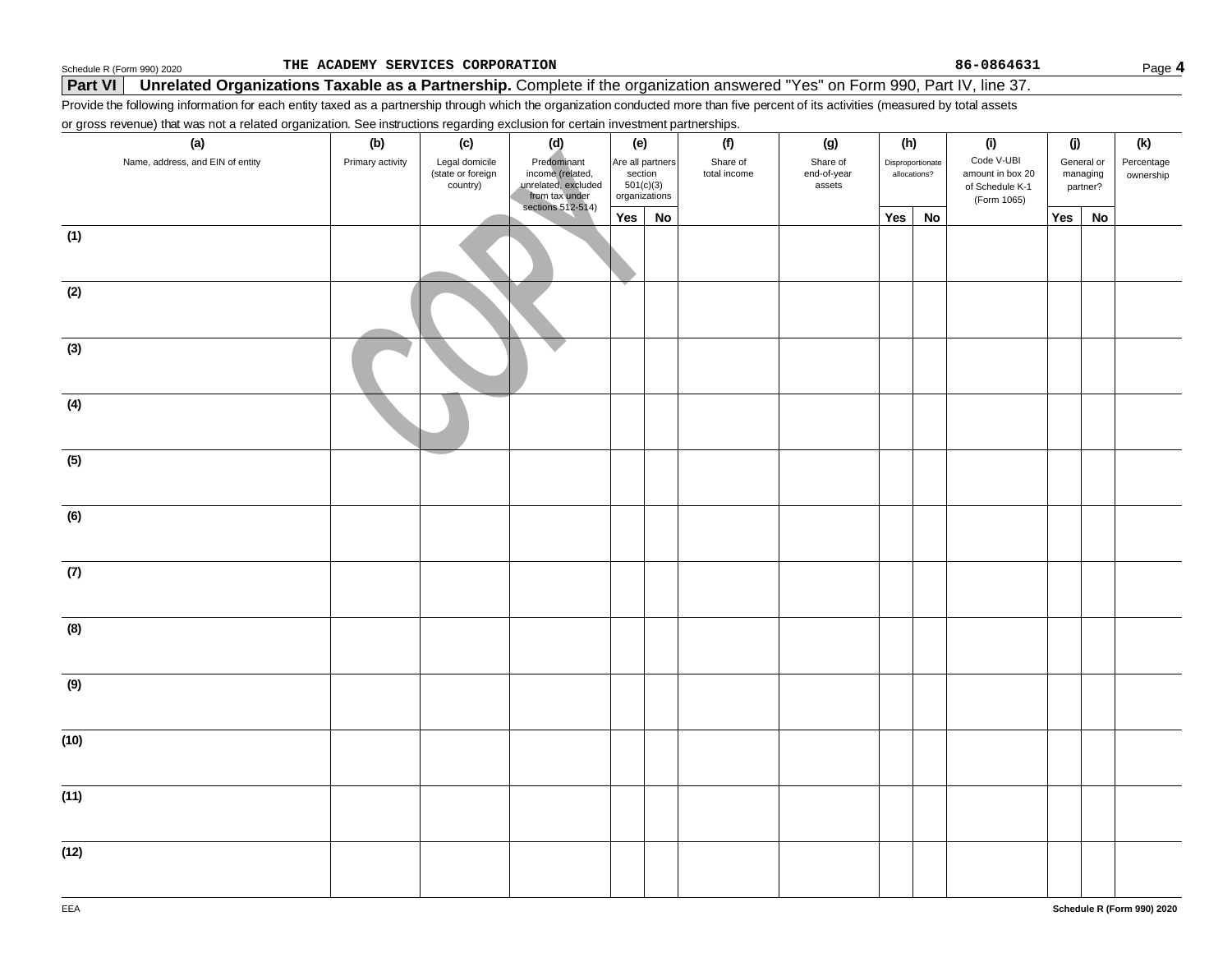Schedule R (Form 990) 2020 THE ACADEMY SERVICES CORPORATION 86-0864631

## Part VI Unrelated Organizations Taxable as a Partnership. Complete if the organization answered "Yes" on Form 990, Part IV, line 37.

Provide the following information for each entity taxed as a partnership through which the organization conducted more than five percent of its activities (measured by total assets or gross revenue) that was not a related organization. See instructions regarding exclusion for certain investment partnerships.

| (a) Name, address, and EIN of entity | (b) Primary activity | (c) Legal domicile (state or foreign country) | (d) Predominant income (related, unrelated, excluded from tax under sections 512-514) | (e) Are all partners section 501(c)(3) organizations? | | (f) Share of total income | (g) Share of end-of-year assets | (h) Disproportionate allocations? | | (i) Code V-UBI amount in box 20 of Schedule K-1 (Form 1065) | (j) General or managing partner? | | (k) Percentage ownership |
|---|---|---|---|---|---|---|---|---|---|---|---|---|---|
| | | | | Yes | No | | | Yes | No | | Yes | No | |
| (1) | | | | | | | | | | | | | |
| (2) | | | | | | | | | | | | | |
| (3) | | | | | | | | | | | | | |
| (4) | | | | | | | | | | | | | |
| (5) | | | | | | | | | | | | | |
| (6) | | | | | | | | | | | | | |
| (7) | | | | | | | | | | | | | |
| (8) | | | | | | | | | | | | | |
| (9) | | | | | | | | | | | | | |
| (10) | | | | | | | | | | | | | |
| (11) | | | | | | | | | | | | | |
| (12) | | | | | | | | | | | | | |

EEA Schedule R (Form 990) 2020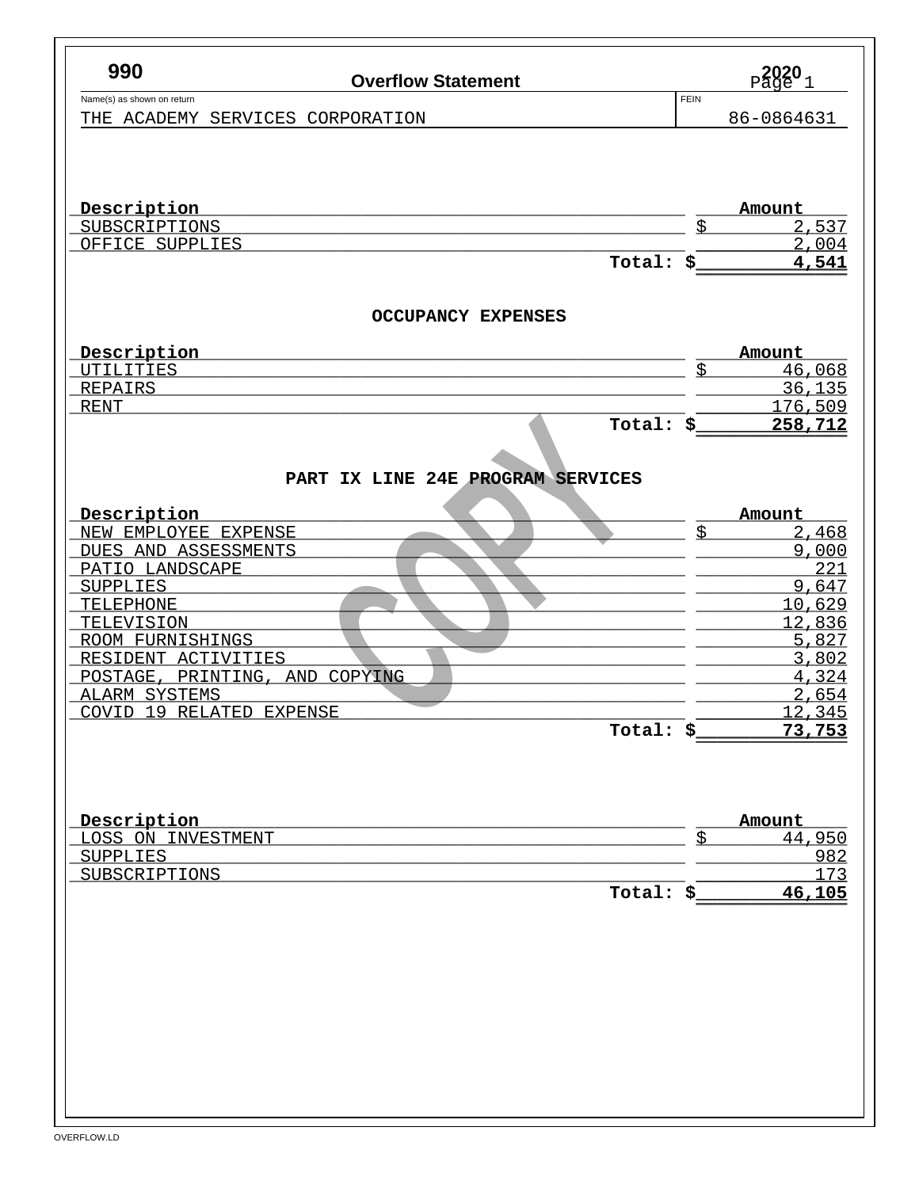990 **Overflow Statement** 2020

Name(s) as shown on return: THE ACADEMY SERVICES CORPORATION

FEIN: 86-0864631

| Description | Amount |
|---|---|
| SUBSCRIPTIONS | $ 2,537 |
| OFFICE SUPPLIES | 2,004 |
| **Total:** | **$ 4,541** |

## OCCUPANCY EXPENSES

| Description | Amount |
|---|---|
| UTILITIES | $ 46,068 |
| REPAIRS | 36,135 |
| RENT | 176,509 |
| **Total:** | **$ 258,712** |

## PART IX LINE 24E PROGRAM SERVICES

| Description | Amount |
|---|---|
| NEW EMPLOYEE EXPENSE | $ 2,468 |
| DUES AND ASSESSMENTS | 9,000 |
| PATIO LANDSCAPE | 221 |
| SUPPLIES | 9,647 |
| TELEPHONE | 10,629 |
| TELEVISION | 12,836 |
| ROOM FURNISHINGS | 5,827 |
| RESIDENT ACTIVITIES | 3,802 |
| POSTAGE, PRINTING, AND COPYING | 4,324 |
| ALARM SYSTEMS | 2,654 |
| COVID 19 RELATED EXPENSE | 12,345 |
| **Total:** | **$ 73,753** |

| Description | Amount |
|---|---|
| LOSS ON INVESTMENT | $ 44,950 |
| SUPPLIES | 982 |
| SUBSCRIPTIONS | 173 |
| **Total:** | **$ 46,105** |